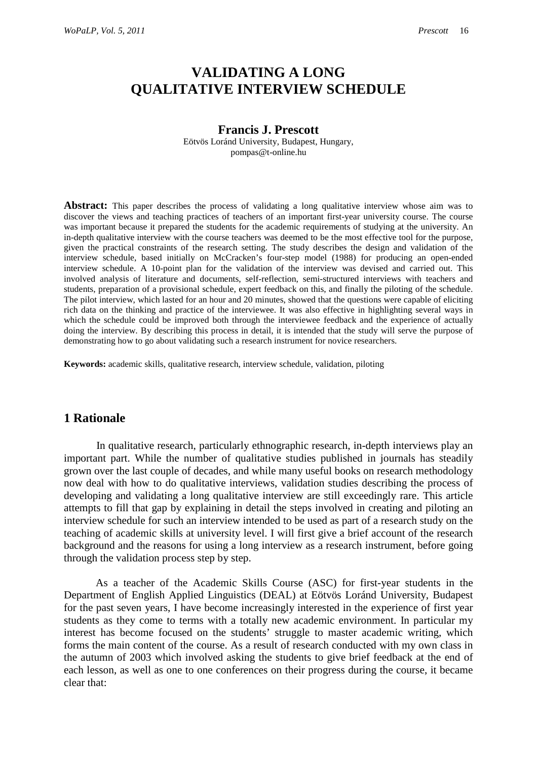# VALIDATING A LONG QUALITATIVE INTERVIEW SCHEDULE

**Francis J. Prescott**

Eötvös Loránd University, Budapest, Hungary,
pompas@t-online.hu

**Abstract:** This paper describes the process of validating a long qualitative interview whose aim was to discover the views and teaching practices of teachers of an important first-year university course. The course was important because it prepared the students for the academic requirements of studying at the university. An in-depth qualitative interview with the course teachers was deemed to be the most effective tool for the purpose, given the practical constraints of the research setting. The study describes the design and validation of the interview schedule, based initially on McCracken's four-step model (1988) for producing an open-ended interview schedule. A 10-point plan for the validation of the interview was devised and carried out. This involved analysis of literature and documents, self-reflection, semi-structured interviews with teachers and students, preparation of a provisional schedule, expert feedback on this, and finally the piloting of the schedule. The pilot interview, which lasted for an hour and 20 minutes, showed that the questions were capable of eliciting rich data on the thinking and practice of the interviewee. It was also effective in highlighting several ways in which the schedule could be improved both through the interviewee feedback and the experience of actually doing the interview. By describing this process in detail, it is intended that the study will serve the purpose of demonstrating how to go about validating such a research instrument for novice researchers.

**Keywords:** academic skills, qualitative research, interview schedule, validation, piloting

## 1 Rationale

In qualitative research, particularly ethnographic research, in-depth interviews play an important part. While the number of qualitative studies published in journals has steadily grown over the last couple of decades, and while many useful books on research methodology now deal with how to do qualitative interviews, validation studies describing the process of developing and validating a long qualitative interview are still exceedingly rare. This article attempts to fill that gap by explaining in detail the steps involved in creating and piloting an interview schedule for such an interview intended to be used as part of a research study on the teaching of academic skills at university level. I will first give a brief account of the research background and the reasons for using a long interview as a research instrument, before going through the validation process step by step.

As a teacher of the Academic Skills Course (ASC) for first-year students in the Department of English Applied Linguistics (DEAL) at Eötvös Loránd University, Budapest for the past seven years, I have become increasingly interested in the experience of first year students as they come to terms with a totally new academic environment. In particular my interest has become focused on the students' struggle to master academic writing, which forms the main content of the course. As a result of research conducted with my own class in the autumn of 2003 which involved asking the students to give brief feedback at the end of each lesson, as well as one to one conferences on their progress during the course, it became clear that: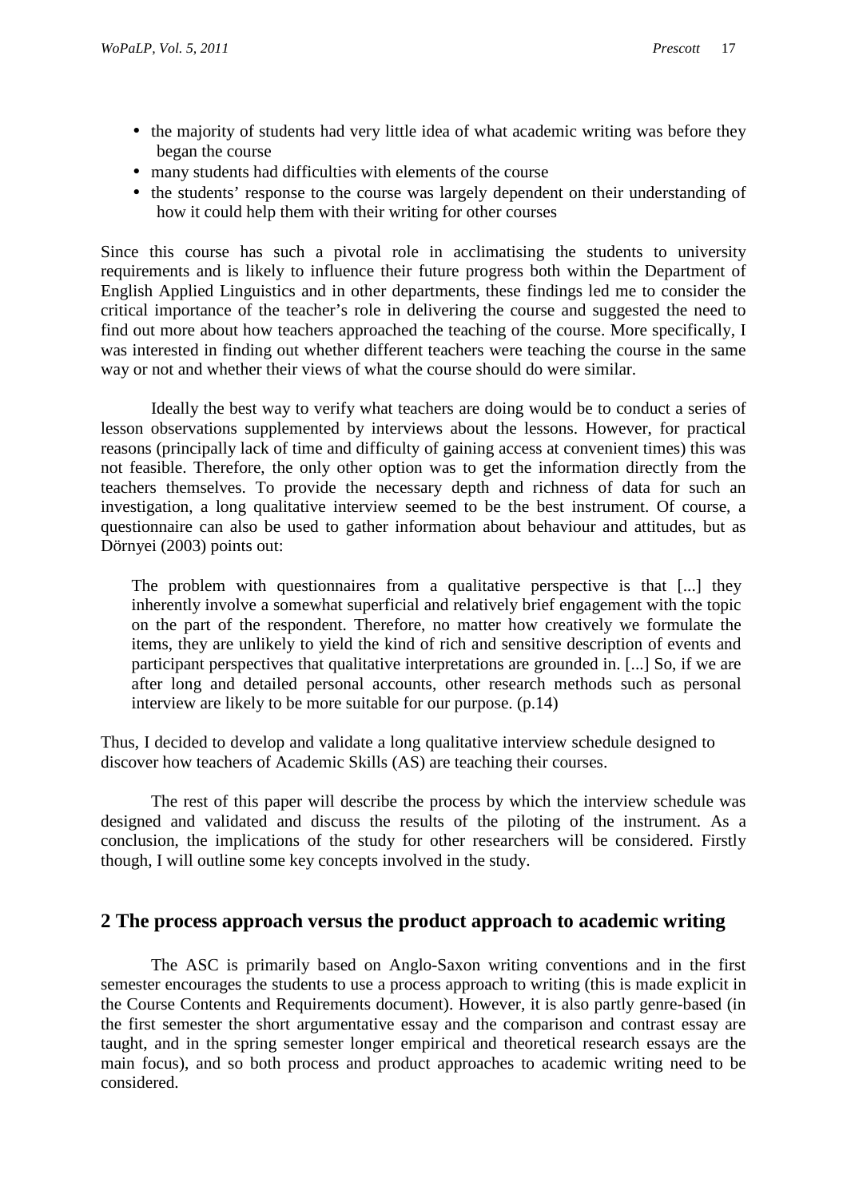- the majority of students had very little idea of what academic writing was before they began the course
- many students had difficulties with elements of the course
- the students' response to the course was largely dependent on their understanding of how it could help them with their writing for other courses

Since this course has such a pivotal role in acclimatising the students to university requirements and is likely to influence their future progress both within the Department of English Applied Linguistics and in other departments, these findings led me to consider the critical importance of the teacher's role in delivering the course and suggested the need to find out more about how teachers approached the teaching of the course. More specifically, I was interested in finding out whether different teachers were teaching the course in the same way or not and whether their views of what the course should do were similar.

Ideally the best way to verify what teachers are doing would be to conduct a series of lesson observations supplemented by interviews about the lessons. However, for practical reasons (principally lack of time and difficulty of gaining access at convenient times) this was not feasible. Therefore, the only other option was to get the information directly from the teachers themselves. To provide the necessary depth and richness of data for such an investigation, a long qualitative interview seemed to be the best instrument. Of course, a questionnaire can also be used to gather information about behaviour and attitudes, but as Dörnyei (2003) points out:

> The problem with questionnaires from a qualitative perspective is that [...] they inherently involve a somewhat superficial and relatively brief engagement with the topic on the part of the respondent. Therefore, no matter how creatively we formulate the items, they are unlikely to yield the kind of rich and sensitive description of events and participant perspectives that qualitative interpretations are grounded in. [...] So, if we are after long and detailed personal accounts, other research methods such as personal interview are likely to be more suitable for our purpose. (p.14)

Thus, I decided to develop and validate a long qualitative interview schedule designed to discover how teachers of Academic Skills (AS) are teaching their courses.

The rest of this paper will describe the process by which the interview schedule was designed and validated and discuss the results of the piloting of the instrument. As a conclusion, the implications of the study for other researchers will be considered. Firstly though, I will outline some key concepts involved in the study.

## 2 The process approach versus the product approach to academic writing

The ASC is primarily based on Anglo-Saxon writing conventions and in the first semester encourages the students to use a process approach to writing (this is made explicit in the Course Contents and Requirements document). However, it is also partly genre-based (in the first semester the short argumentative essay and the comparison and contrast essay are taught, and in the spring semester longer empirical and theoretical research essays are the main focus), and so both process and product approaches to academic writing need to be considered.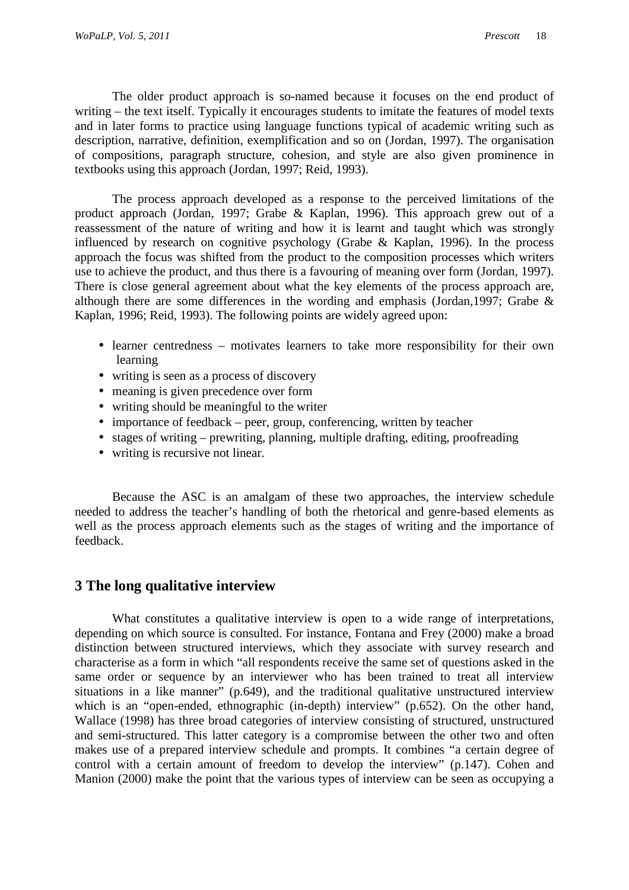The older product approach is so-named because it focuses on the end product of writing – the text itself. Typically it encourages students to imitate the features of model texts and in later forms to practice using language functions typical of academic writing such as description, narrative, definition, exemplification and so on (Jordan, 1997). The organisation of compositions, paragraph structure, cohesion, and style are also given prominence in textbooks using this approach (Jordan, 1997; Reid, 1993).

The process approach developed as a response to the perceived limitations of the product approach (Jordan, 1997; Grabe & Kaplan, 1996). This approach grew out of a reassessment of the nature of writing and how it is learnt and taught which was strongly influenced by research on cognitive psychology (Grabe & Kaplan, 1996). In the process approach the focus was shifted from the product to the composition processes which writers use to achieve the product, and thus there is a favouring of meaning over form (Jordan, 1997). There is close general agreement about what the key elements of the process approach are, although there are some differences in the wording and emphasis (Jordan,1997; Grabe & Kaplan, 1996; Reid, 1993). The following points are widely agreed upon:

- learner centredness – motivates learners to take more responsibility for their own learning
- writing is seen as a process of discovery
- meaning is given precedence over form
- writing should be meaningful to the writer
- importance of feedback – peer, group, conferencing, written by teacher
- stages of writing – prewriting, planning, multiple drafting, editing, proofreading
- writing is recursive not linear.

Because the ASC is an amalgam of these two approaches, the interview schedule needed to address the teacher's handling of both the rhetorical and genre-based elements as well as the process approach elements such as the stages of writing and the importance of feedback.

## 3 The long qualitative interview

What constitutes a qualitative interview is open to a wide range of interpretations, depending on which source is consulted. For instance, Fontana and Frey (2000) make a broad distinction between structured interviews, which they associate with survey research and characterise as a form in which "all respondents receive the same set of questions asked in the same order or sequence by an interviewer who has been trained to treat all interview situations in a like manner" (p.649), and the traditional qualitative unstructured interview which is an "open-ended, ethnographic (in-depth) interview" (p.652). On the other hand, Wallace (1998) has three broad categories of interview consisting of structured, unstructured and semi-structured. This latter category is a compromise between the other two and often makes use of a prepared interview schedule and prompts. It combines "a certain degree of control with a certain amount of freedom to develop the interview" (p.147). Cohen and Manion (2000) make the point that the various types of interview can be seen as occupying a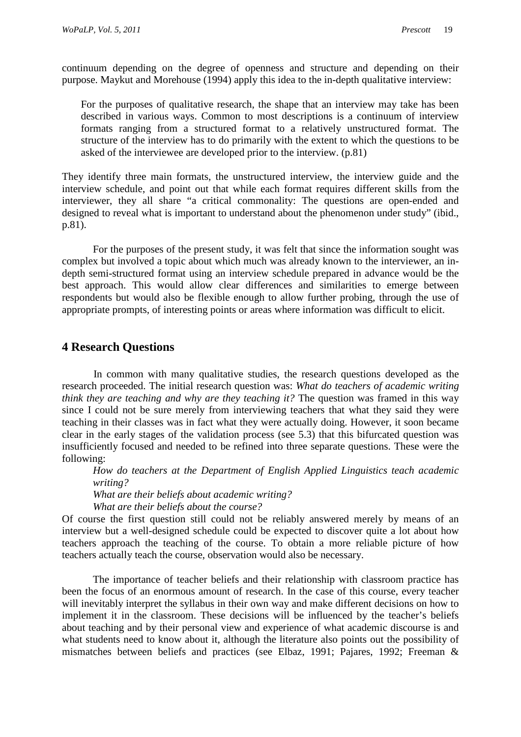continuum depending on the degree of openness and structure and depending on their purpose. Maykut and Morehouse (1994) apply this idea to the in-depth qualitative interview:

> For the purposes of qualitative research, the shape that an interview may take has been described in various ways. Common to most descriptions is a continuum of interview formats ranging from a structured format to a relatively unstructured format. The structure of the interview has to do primarily with the extent to which the questions to be asked of the interviewee are developed prior to the interview. (p.81)

They identify three main formats, the unstructured interview, the interview guide and the interview schedule, and point out that while each format requires different skills from the interviewer, they all share "a critical commonality: The questions are open-ended and designed to reveal what is important to understand about the phenomenon under study" (ibid., p.81).

For the purposes of the present study, it was felt that since the information sought was complex but involved a topic about which much was already known to the interviewer, an in-depth semi-structured format using an interview schedule prepared in advance would be the best approach. This would allow clear differences and similarities to emerge between respondents but would also be flexible enough to allow further probing, through the use of appropriate prompts, of interesting points or areas where information was difficult to elicit.

## 4 Research Questions

In common with many qualitative studies, the research questions developed as the research proceeded. The initial research question was: *What do teachers of academic writing think they are teaching and why are they teaching it?* The question was framed in this way since I could not be sure merely from interviewing teachers that what they said they were teaching in their classes was in fact what they were actually doing. However, it soon became clear in the early stages of the validation process (see 5.3) that this bifurcated question was insufficiently focused and needed to be refined into three separate questions. These were the following:

*How do teachers at the Department of English Applied Linguistics teach academic writing?*
*What are their beliefs about academic writing?*
*What are their beliefs about the course?*

Of course the first question still could not be reliably answered merely by means of an interview but a well-designed schedule could be expected to discover quite a lot about how teachers approach the teaching of the course. To obtain a more reliable picture of how teachers actually teach the course, observation would also be necessary.

The importance of teacher beliefs and their relationship with classroom practice has been the focus of an enormous amount of research. In the case of this course, every teacher will inevitably interpret the syllabus in their own way and make different decisions on how to implement it in the classroom. These decisions will be influenced by the teacher's beliefs about teaching and by their personal view and experience of what academic discourse is and what students need to know about it, although the literature also points out the possibility of mismatches between beliefs and practices (see Elbaz, 1991; Pajares, 1992; Freeman &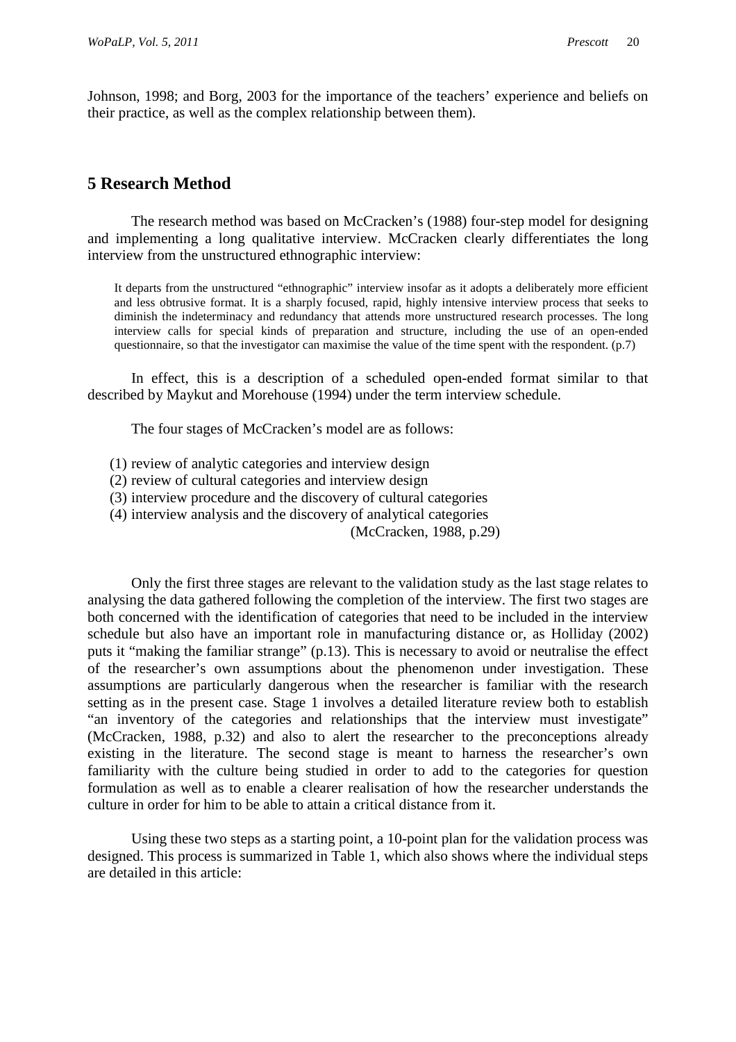Johnson, 1998; and Borg, 2003 for the importance of the teachers' experience and beliefs on their practice, as well as the complex relationship between them).

## 5 Research Method

The research method was based on McCracken's (1988) four-step model for designing and implementing a long qualitative interview. McCracken clearly differentiates the long interview from the unstructured ethnographic interview:

> It departs from the unstructured "ethnographic" interview insofar as it adopts a deliberately more efficient and less obtrusive format. It is a sharply focused, rapid, highly intensive interview process that seeks to diminish the indeterminacy and redundancy that attends more unstructured research processes. The long interview calls for special kinds of preparation and structure, including the use of an open-ended questionnaire, so that the investigator can maximise the value of the time spent with the respondent. (p.7)

In effect, this is a description of a scheduled open-ended format similar to that described by Maykut and Morehouse (1994) under the term interview schedule.

The four stages of McCracken's model are as follows:

(1) review of analytic categories and interview design
(2) review of cultural categories and interview design
(3) interview procedure and the discovery of cultural categories
(4) interview analysis and the discovery of analytical categories
(McCracken, 1988, p.29)

Only the first three stages are relevant to the validation study as the last stage relates to analysing the data gathered following the completion of the interview. The first two stages are both concerned with the identification of categories that need to be included in the interview schedule but also have an important role in manufacturing distance or, as Holliday (2002) puts it "making the familiar strange" (p.13). This is necessary to avoid or neutralise the effect of the researcher's own assumptions about the phenomenon under investigation. These assumptions are particularly dangerous when the researcher is familiar with the research setting as in the present case. Stage 1 involves a detailed literature review both to establish "an inventory of the categories and relationships that the interview must investigate" (McCracken, 1988, p.32) and also to alert the researcher to the preconceptions already existing in the literature. The second stage is meant to harness the researcher's own familiarity with the culture being studied in order to add to the categories for question formulation as well as to enable a clearer realisation of how the researcher understands the culture in order for him to be able to attain a critical distance from it.

Using these two steps as a starting point, a 10-point plan for the validation process was designed. This process is summarized in Table 1, which also shows where the individual steps are detailed in this article: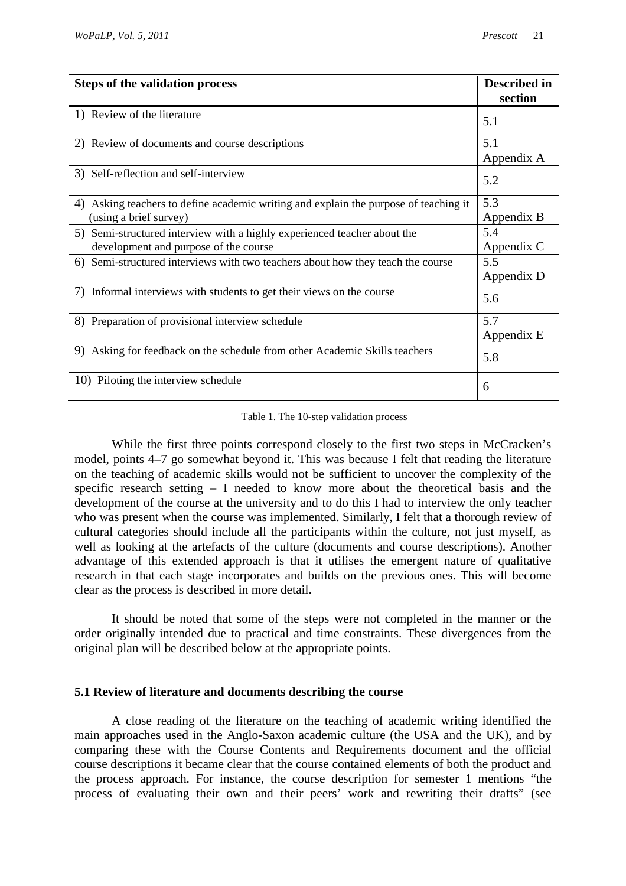| Steps of the validation process | Described in section |
|---|---|
| 1) Review of the literature | 5.1 |
| 2) Review of documents and course descriptions | 5.1 Appendix A |
| 3) Self-reflection and self-interview | 5.2 |
| 4) Asking teachers to define academic writing and explain the purpose of teaching it (using a brief survey) | 5.3 Appendix B |
| 5) Semi-structured interview with a highly experienced teacher about the development and purpose of the course | 5.4 Appendix C |
| 6) Semi-structured interviews with two teachers about how they teach the course | 5.5 Appendix D |
| 7) Informal interviews with students to get their views on the course | 5.6 |
| 8) Preparation of provisional interview schedule | 5.7 Appendix E |
| 9) Asking for feedback on the schedule from other Academic Skills teachers | 5.8 |
| 10) Piloting the interview schedule | 6 |

Table 1. The 10-step validation process

While the first three points correspond closely to the first two steps in McCracken's model, points 4–7 go somewhat beyond it. This was because I felt that reading the literature on the teaching of academic skills would not be sufficient to uncover the complexity of the specific research setting – I needed to know more about the theoretical basis and the development of the course at the university and to do this I had to interview the only teacher who was present when the course was implemented. Similarly, I felt that a thorough review of cultural categories should include all the participants within the culture, not just myself, as well as looking at the artefacts of the culture (documents and course descriptions). Another advantage of this extended approach is that it utilises the emergent nature of qualitative research in that each stage incorporates and builds on the previous ones. This will become clear as the process is described in more detail.

It should be noted that some of the steps were not completed in the manner or the order originally intended due to practical and time constraints. These divergences from the original plan will be described below at the appropriate points.

### 5.1 Review of literature and documents describing the course

A close reading of the literature on the teaching of academic writing identified the main approaches used in the Anglo-Saxon academic culture (the USA and the UK), and by comparing these with the Course Contents and Requirements document and the official course descriptions it became clear that the course contained elements of both the product and the process approach. For instance, the course description for semester 1 mentions "the process of evaluating their own and their peers' work and rewriting their drafts" (see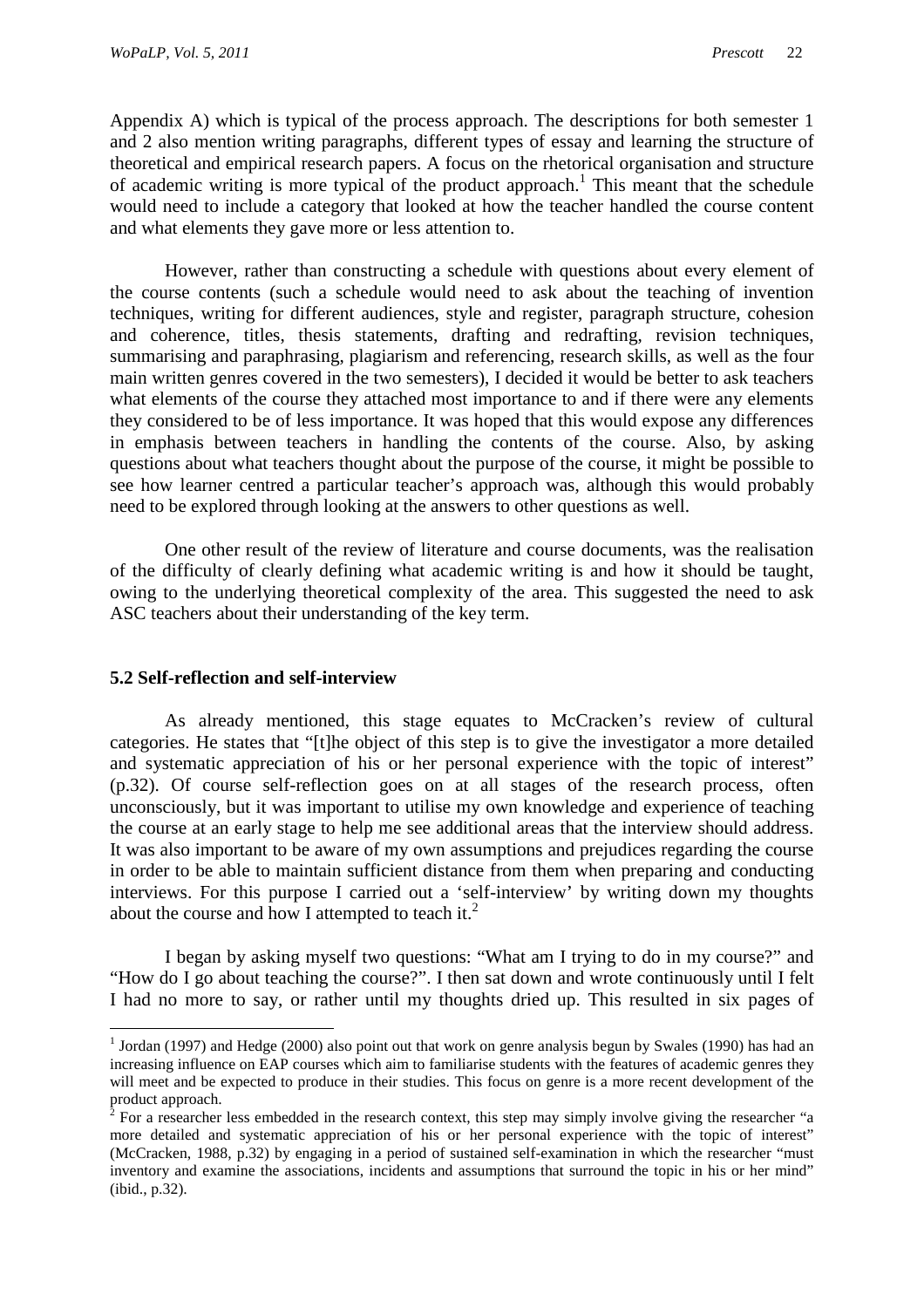Appendix A) which is typical of the process approach. The descriptions for both semester 1 and 2 also mention writing paragraphs, different types of essay and learning the structure of theoretical and empirical research papers. A focus on the rhetorical organisation and structure of academic writing is more typical of the product approach.[1] This meant that the schedule would need to include a category that looked at how the teacher handled the course content and what elements they gave more or less attention to.

However, rather than constructing a schedule with questions about every element of the course contents (such a schedule would need to ask about the teaching of invention techniques, writing for different audiences, style and register, paragraph structure, cohesion and coherence, titles, thesis statements, drafting and redrafting, revision techniques, summarising and paraphrasing, plagiarism and referencing, research skills, as well as the four main written genres covered in the two semesters), I decided it would be better to ask teachers what elements of the course they attached most importance to and if there were any elements they considered to be of less importance. It was hoped that this would expose any differences in emphasis between teachers in handling the contents of the course. Also, by asking questions about what teachers thought about the purpose of the course, it might be possible to see how learner centred a particular teacher's approach was, although this would probably need to be explored through looking at the answers to other questions as well.

One other result of the review of literature and course documents, was the realisation of the difficulty of clearly defining what academic writing is and how it should be taught, owing to the underlying theoretical complexity of the area. This suggested the need to ask ASC teachers about their understanding of the key term.

### 5.2 Self-reflection and self-interview

As already mentioned, this stage equates to McCracken's review of cultural categories. He states that "[t]he object of this step is to give the investigator a more detailed and systematic appreciation of his or her personal experience with the topic of interest" (p.32). Of course self-reflection goes on at all stages of the research process, often unconsciously, but it was important to utilise my own knowledge and experience of teaching the course at an early stage to help me see additional areas that the interview should address. It was also important to be aware of my own assumptions and prejudices regarding the course in order to be able to maintain sufficient distance from them when preparing and conducting interviews. For this purpose I carried out a 'self-interview' by writing down my thoughts about the course and how I attempted to teach it.[2]

I began by asking myself two questions: "What am I trying to do in my course?" and "How do I go about teaching the course?". I then sat down and wrote continuously until I felt I had no more to say, or rather until my thoughts dried up. This resulted in six pages of

---

[1] Jordan (1997) and Hedge (2000) also point out that work on genre analysis begun by Swales (1990) has had an increasing influence on EAP courses which aim to familiarise students with the features of academic genres they will meet and be expected to produce in their studies. This focus on genre is a more recent development of the product approach.

[2] For a researcher less embedded in the research context, this step may simply involve giving the researcher "a more detailed and systematic appreciation of his or her personal experience with the topic of interest" (McCracken, 1988, p.32) by engaging in a period of sustained self-examination in which the researcher "must inventory and examine the associations, incidents and assumptions that surround the topic in his or her mind" (ibid., p.32).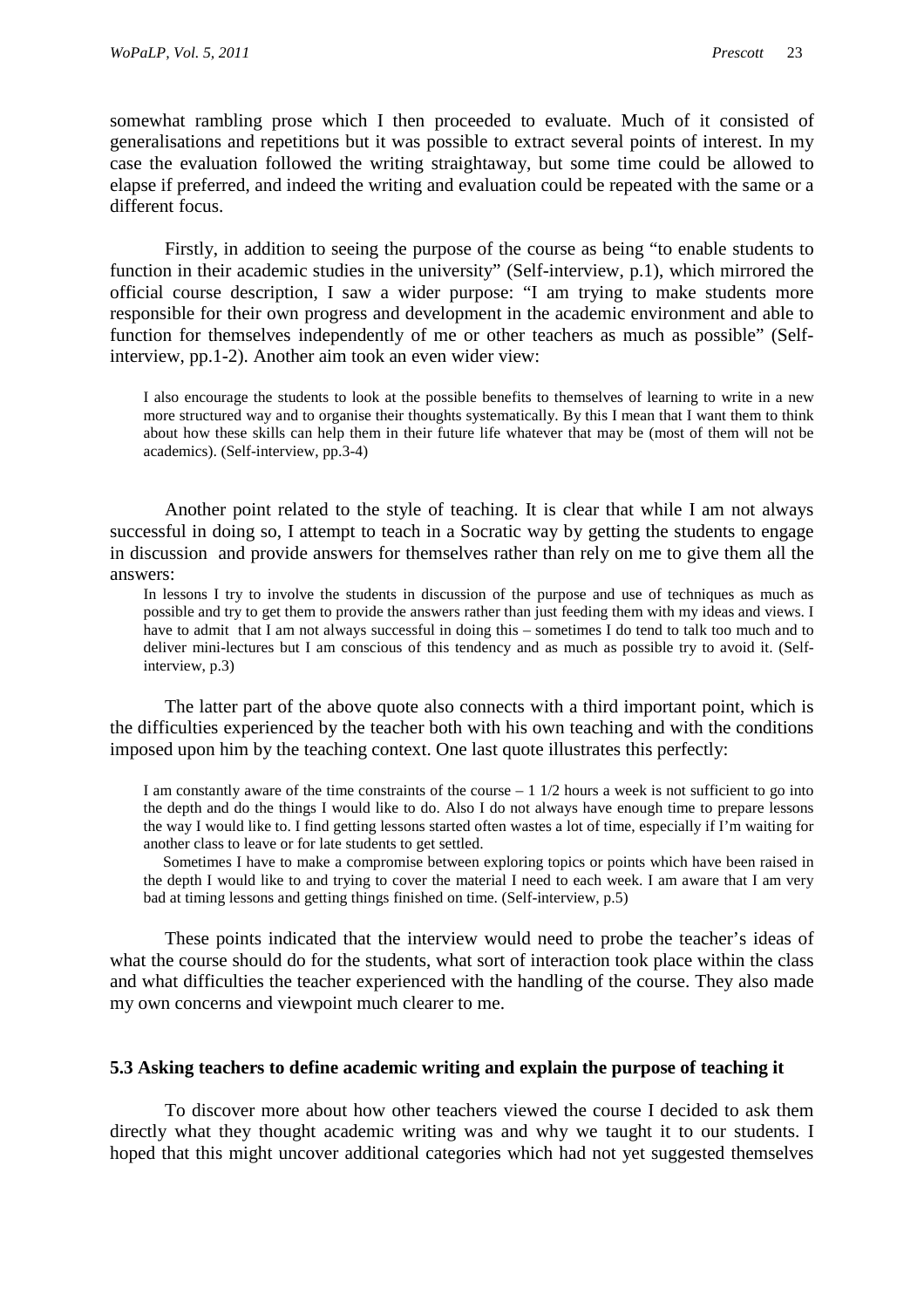somewhat rambling prose which I then proceeded to evaluate. Much of it consisted of generalisations and repetitions but it was possible to extract several points of interest. In my case the evaluation followed the writing straightaway, but some time could be allowed to elapse if preferred, and indeed the writing and evaluation could be repeated with the same or a different focus.

Firstly, in addition to seeing the purpose of the course as being "to enable students to function in their academic studies in the university" (Self-interview, p.1), which mirrored the official course description, I saw a wider purpose: "I am trying to make students more responsible for their own progress and development in the academic environment and able to function for themselves independently of me or other teachers as much as possible" (Self-interview, pp.1-2). Another aim took an even wider view:

> I also encourage the students to look at the possible benefits to themselves of learning to write in a new more structured way and to organise their thoughts systematically. By this I mean that I want them to think about how these skills can help them in their future life whatever that may be (most of them will not be academics). (Self-interview, pp.3-4)

Another point related to the style of teaching. It is clear that while I am not always successful in doing so, I attempt to teach in a Socratic way by getting the students to engage in discussion and provide answers for themselves rather than rely on me to give them all the answers:

> In lessons I try to involve the students in discussion of the purpose and use of techniques as much as possible and try to get them to provide the answers rather than just feeding them with my ideas and views. I have to admit that I am not always successful in doing this – sometimes I do tend to talk too much and to deliver mini-lectures but I am conscious of this tendency and as much as possible try to avoid it. (Self-interview, p.3)

The latter part of the above quote also connects with a third important point, which is the difficulties experienced by the teacher both with his own teaching and with the conditions imposed upon him by the teaching context. One last quote illustrates this perfectly:

> I am constantly aware of the time constraints of the course – 1 1/2 hours a week is not sufficient to go into the depth and do the things I would like to do. Also I do not always have enough time to prepare lessons the way I would like to. I find getting lessons started often wastes a lot of time, especially if I'm waiting for another class to leave or for late students to get settled.
>
> Sometimes I have to make a compromise between exploring topics or points which have been raised in the depth I would like to and trying to cover the material I need to each week. I am aware that I am very bad at timing lessons and getting things finished on time. (Self-interview, p.5)

These points indicated that the interview would need to probe the teacher's ideas of what the course should do for the students, what sort of interaction took place within the class and what difficulties the teacher experienced with the handling of the course. They also made my own concerns and viewpoint much clearer to me.

### 5.3 Asking teachers to define academic writing and explain the purpose of teaching it

To discover more about how other teachers viewed the course I decided to ask them directly what they thought academic writing was and why we taught it to our students. I hoped that this might uncover additional categories which had not yet suggested themselves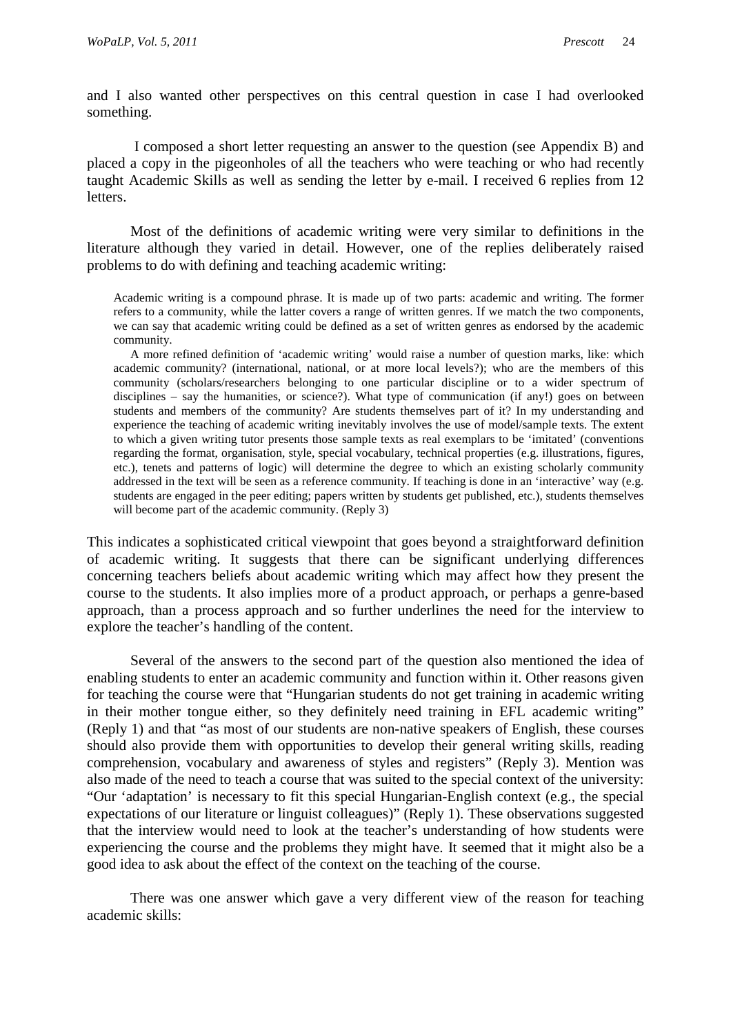and I also wanted other perspectives on this central question in case I had overlooked something.

I composed a short letter requesting an answer to the question (see Appendix B) and placed a copy in the pigeonholes of all the teachers who were teaching or who had recently taught Academic Skills as well as sending the letter by e-mail. I received 6 replies from 12 letters.

Most of the definitions of academic writing were very similar to definitions in the literature although they varied in detail. However, one of the replies deliberately raised problems to do with defining and teaching academic writing:

> Academic writing is a compound phrase. It is made up of two parts: academic and writing. The former refers to a community, while the latter covers a range of written genres. If we match the two components, we can say that academic writing could be defined as a set of written genres as endorsed by the academic community.
>
> A more refined definition of 'academic writing' would raise a number of question marks, like: which academic community? (international, national, or at more local levels?); who are the members of this community (scholars/researchers belonging to one particular discipline or to a wider spectrum of disciplines – say the humanities, or science?). What type of communication (if any!) goes on between students and members of the community? Are students themselves part of it? In my understanding and experience the teaching of academic writing inevitably involves the use of model/sample texts. The extent to which a given writing tutor presents those sample texts as real exemplars to be 'imitated' (conventions regarding the format, organisation, style, special vocabulary, technical properties (e.g. illustrations, figures, etc.), tenets and patterns of logic) will determine the degree to which an existing scholarly community addressed in the text will be seen as a reference community. If teaching is done in an 'interactive' way (e.g. students are engaged in the peer editing; papers written by students get published, etc.), students themselves will become part of the academic community. (Reply 3)

This indicates a sophisticated critical viewpoint that goes beyond a straightforward definition of academic writing. It suggests that there can be significant underlying differences concerning teachers beliefs about academic writing which may affect how they present the course to the students. It also implies more of a product approach, or perhaps a genre-based approach, than a process approach and so further underlines the need for the interview to explore the teacher's handling of the content.

Several of the answers to the second part of the question also mentioned the idea of enabling students to enter an academic community and function within it. Other reasons given for teaching the course were that "Hungarian students do not get training in academic writing in their mother tongue either, so they definitely need training in EFL academic writing" (Reply 1) and that "as most of our students are non-native speakers of English, these courses should also provide them with opportunities to develop their general writing skills, reading comprehension, vocabulary and awareness of styles and registers" (Reply 3). Mention was also made of the need to teach a course that was suited to the special context of the university: "Our 'adaptation' is necessary to fit this special Hungarian-English context (e.g., the special expectations of our literature or linguist colleagues)" (Reply 1). These observations suggested that the interview would need to look at the teacher's understanding of how students were experiencing the course and the problems they might have. It seemed that it might also be a good idea to ask about the effect of the context on the teaching of the course.

There was one answer which gave a very different view of the reason for teaching academic skills: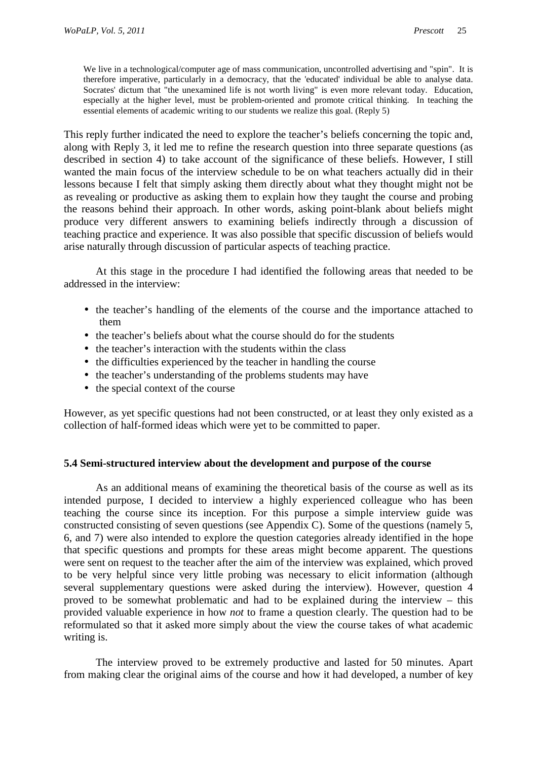> We live in a technological/computer age of mass communication, uncontrolled advertising and "spin". It is therefore imperative, particularly in a democracy, that the 'educated' individual be able to analyse data. Socrates' dictum that "the unexamined life is not worth living" is even more relevant today. Education, especially at the higher level, must be problem-oriented and promote critical thinking. In teaching the essential elements of academic writing to our students we realize this goal. (Reply 5)

This reply further indicated the need to explore the teacher's beliefs concerning the topic and, along with Reply 3, it led me to refine the research question into three separate questions (as described in section 4) to take account of the significance of these beliefs. However, I still wanted the main focus of the interview schedule to be on what teachers actually did in their lessons because I felt that simply asking them directly about what they thought might not be as revealing or productive as asking them to explain how they taught the course and probing the reasons behind their approach. In other words, asking point-blank about beliefs might produce very different answers to examining beliefs indirectly through a discussion of teaching practice and experience. It was also possible that specific discussion of beliefs would arise naturally through discussion of particular aspects of teaching practice.

At this stage in the procedure I had identified the following areas that needed to be addressed in the interview:

- the teacher's handling of the elements of the course and the importance attached to them
- the teacher's beliefs about what the course should do for the students
- the teacher's interaction with the students within the class
- the difficulties experienced by the teacher in handling the course
- the teacher's understanding of the problems students may have
- the special context of the course

However, as yet specific questions had not been constructed, or at least they only existed as a collection of half-formed ideas which were yet to be committed to paper.

### 5.4 Semi-structured interview about the development and purpose of the course

As an additional means of examining the theoretical basis of the course as well as its intended purpose, I decided to interview a highly experienced colleague who has been teaching the course since its inception. For this purpose a simple interview guide was constructed consisting of seven questions (see Appendix C). Some of the questions (namely 5, 6, and 7) were also intended to explore the question categories already identified in the hope that specific questions and prompts for these areas might become apparent. The questions were sent on request to the teacher after the aim of the interview was explained, which proved to be very helpful since very little probing was necessary to elicit information (although several supplementary questions were asked during the interview). However, question 4 proved to be somewhat problematic and had to be explained during the interview – this provided valuable experience in how *not* to frame a question clearly. The question had to be reformulated so that it asked more simply about the view the course takes of what academic writing is.

The interview proved to be extremely productive and lasted for 50 minutes. Apart from making clear the original aims of the course and how it had developed, a number of key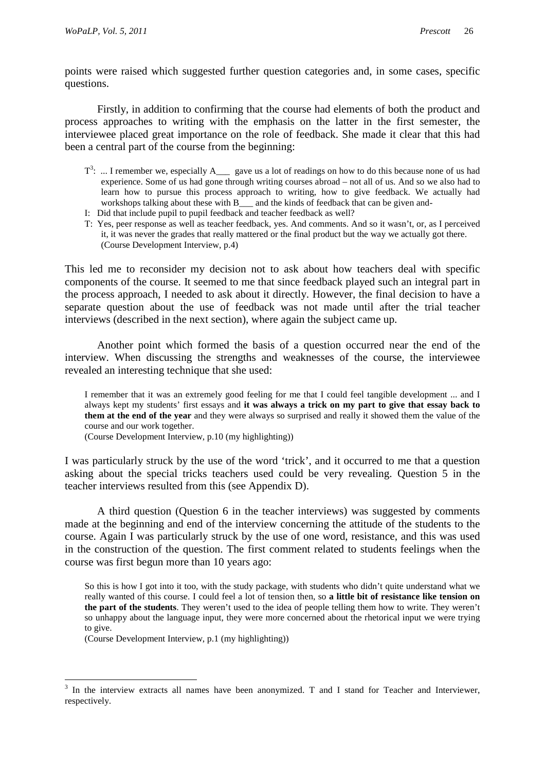points were raised which suggested further question categories and, in some cases, specific questions.

Firstly, in addition to confirming that the course had elements of both the product and process approaches to writing with the emphasis on the latter in the first semester, the interviewee placed great importance on the role of feedback. She made it clear that this had been a central part of the course from the beginning:

> T[3]: ... I remember we, especially A___ gave us a lot of readings on how to do this because none of us had experience. Some of us had gone through writing courses abroad – not all of us. And so we also had to learn how to pursue this process approach to writing, how to give feedback. We actually had workshops talking about these with B___ and the kinds of feedback that can be given and-
>
> I: Did that include pupil to pupil feedback and teacher feedback as well?
>
> T: Yes, peer response as well as teacher feedback, yes. And comments. And so it wasn't, or, as I perceived it, it was never the grades that really mattered or the final product but the way we actually got there. (Course Development Interview, p.4)

This led me to reconsider my decision not to ask about how teachers deal with specific components of the course. It seemed to me that since feedback played such an integral part in the process approach, I needed to ask about it directly. However, the final decision to have a separate question about the use of feedback was not made until after the trial teacher interviews (described in the next section), where again the subject came up.

Another point which formed the basis of a question occurred near the end of the interview. When discussing the strengths and weaknesses of the course, the interviewee revealed an interesting technique that she used:

> I remember that it was an extremely good feeling for me that I could feel tangible development ... and I always kept my students' first essays and **it was always a trick on my part to give that essay back to them at the end of the year** and they were always so surprised and really it showed them the value of the course and our work together.
> (Course Development Interview, p.10 (my highlighting))

I was particularly struck by the use of the word 'trick', and it occurred to me that a question asking about the special tricks teachers used could be very revealing. Question 5 in the teacher interviews resulted from this (see Appendix D).

A third question (Question 6 in the teacher interviews) was suggested by comments made at the beginning and end of the interview concerning the attitude of the students to the course. Again I was particularly struck by the use of one word, resistance, and this was used in the construction of the question. The first comment related to students feelings when the course was first begun more than 10 years ago:

> So this is how I got into it too, with the study package, with students who didn't quite understand what we really wanted of this course. I could feel a lot of tension then, so **a little bit of resistance like tension on the part of the students**. They weren't used to the idea of people telling them how to write. They weren't so unhappy about the language input, they were more concerned about the rhetorical input we were trying to give.
> (Course Development Interview, p.1 (my highlighting))

[3] In the interview extracts all names have been anonymized. T and I stand for Teacher and Interviewer, respectively.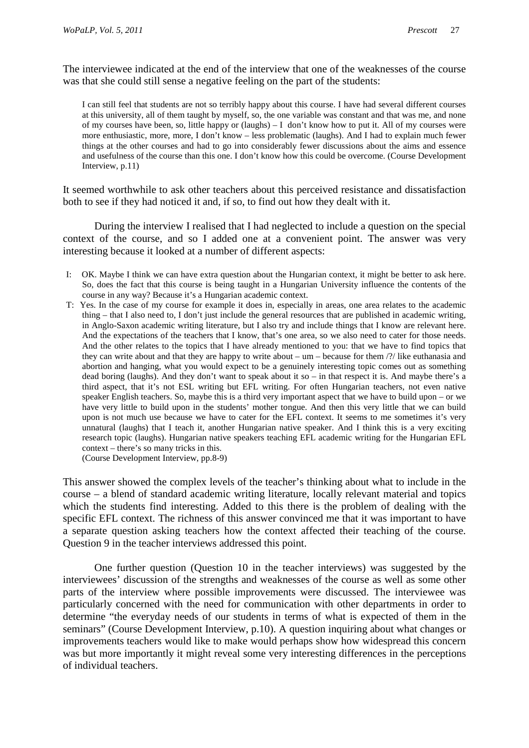The interviewee indicated at the end of the interview that one of the weaknesses of the course was that she could still sense a negative feeling on the part of the students:

> I can still feel that students are not so terribly happy about this course. I have had several different courses at this university, all of them taught by myself, so, the one variable was constant and that was me, and none of my courses have been, so, little happy or (laughs) – I don't know how to put it. All of my courses were more enthusiastic, more, more, I don't know – less problematic (laughs). And I had to explain much fewer things at the other courses and had to go into considerably fewer discussions about the aims and essence and usefulness of the course than this one. I don't know how this could be overcome. (Course Development Interview, p.11)

It seemed worthwhile to ask other teachers about this perceived resistance and dissatisfaction both to see if they had noticed it and, if so, to find out how they dealt with it.

During the interview I realised that I had neglected to include a question on the special context of the course, and so I added one at a convenient point. The answer was very interesting because it looked at a number of different aspects:

> I: OK. Maybe I think we can have extra question about the Hungarian context, it might be better to ask here. So, does the fact that this course is being taught in a Hungarian University influence the contents of the course in any way? Because it's a Hungarian academic context.
>
> T: Yes. In the case of my course for example it does in, especially in areas, one area relates to the academic thing – that I also need to, I don't just include the general resources that are published in academic writing, in Anglo-Saxon academic writing literature, but I also try and include things that I know are relevant here. And the expectations of the teachers that I know, that's one area, so we also need to cater for those needs. And the other relates to the topics that I have already mentioned to you: that we have to find topics that they can write about and that they are happy to write about – um – because for them /?/ like euthanasia and abortion and hanging, what you would expect to be a genuinely interesting topic comes out as something dead boring (laughs). And they don't want to speak about it so – in that respect it is. And maybe there's a third aspect, that it's not ESL writing but EFL writing. For often Hungarian teachers, not even native speaker English teachers. So, maybe this is a third very important aspect that we have to build upon – or we have very little to build upon in the students' mother tongue. And then this very little that we can build upon is not much use because we have to cater for the EFL context. It seems to me sometimes it's very unnatural (laughs) that I teach it, another Hungarian native speaker. And I think this is a very exciting research topic (laughs). Hungarian native speakers teaching EFL academic writing for the Hungarian EFL context – there's so many tricks in this.
> (Course Development Interview, pp.8-9)

This answer showed the complex levels of the teacher's thinking about what to include in the course – a blend of standard academic writing literature, locally relevant material and topics which the students find interesting. Added to this there is the problem of dealing with the specific EFL context. The richness of this answer convinced me that it was important to have a separate question asking teachers how the context affected their teaching of the course. Question 9 in the teacher interviews addressed this point.

One further question (Question 10 in the teacher interviews) was suggested by the interviewees' discussion of the strengths and weaknesses of the course as well as some other parts of the interview where possible improvements were discussed. The interviewee was particularly concerned with the need for communication with other departments in order to determine "the everyday needs of our students in terms of what is expected of them in the seminars" (Course Development Interview, p.10). A question inquiring about what changes or improvements teachers would like to make would perhaps show how widespread this concern was but more importantly it might reveal some very interesting differences in the perceptions of individual teachers.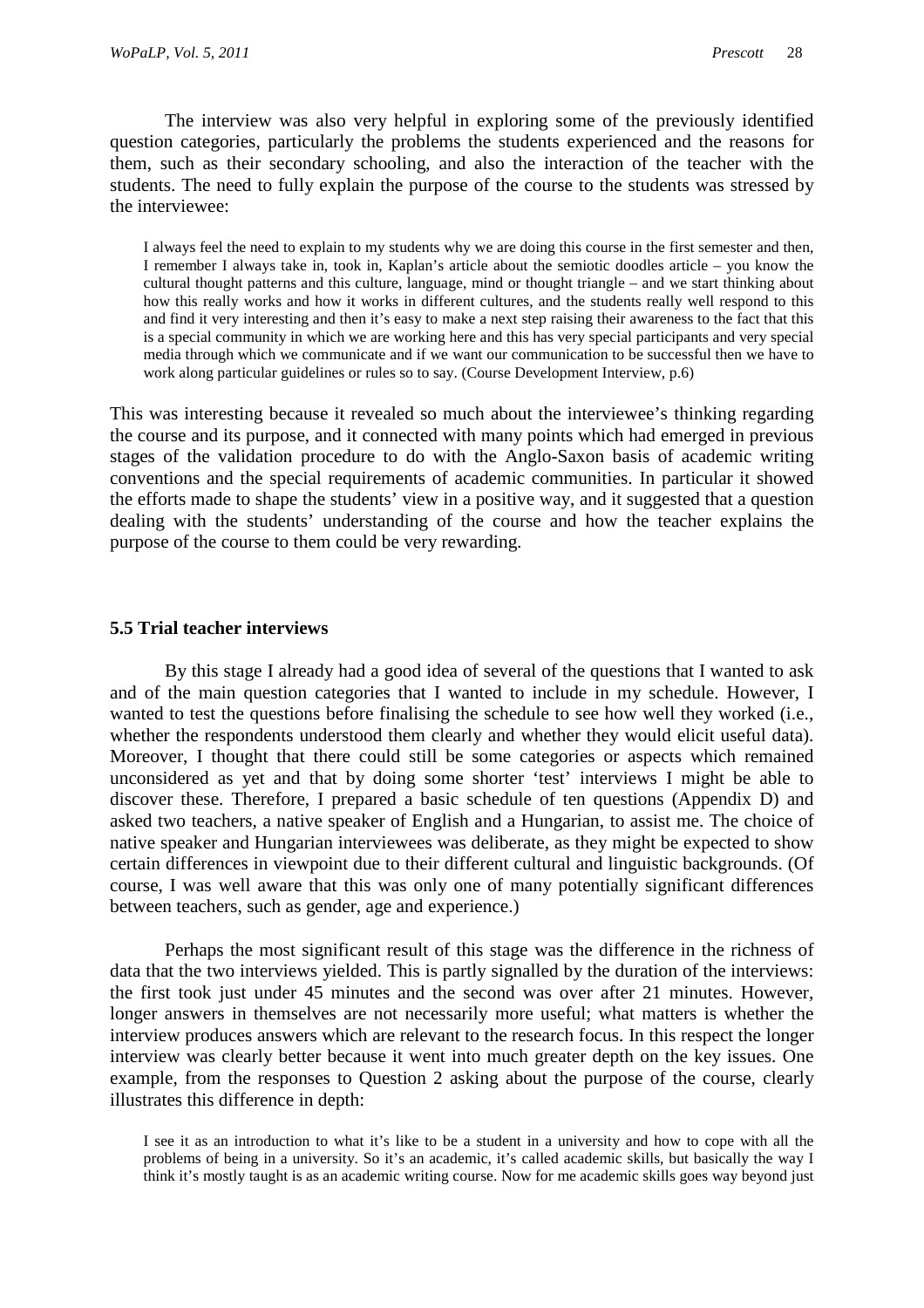The interview was also very helpful in exploring some of the previously identified question categories, particularly the problems the students experienced and the reasons for them, such as their secondary schooling, and also the interaction of the teacher with the students. The need to fully explain the purpose of the course to the students was stressed by the interviewee:

> I always feel the need to explain to my students why we are doing this course in the first semester and then, I remember I always take in, took in, Kaplan's article about the semiotic doodles article – you know the cultural thought patterns and this culture, language, mind or thought triangle – and we start thinking about how this really works and how it works in different cultures, and the students really well respond to this and find it very interesting and then it's easy to make a next step raising their awareness to the fact that this is a special community in which we are working here and this has very special participants and very special media through which we communicate and if we want our communication to be successful then we have to work along particular guidelines or rules so to say. (Course Development Interview, p.6)

This was interesting because it revealed so much about the interviewee's thinking regarding the course and its purpose, and it connected with many points which had emerged in previous stages of the validation procedure to do with the Anglo-Saxon basis of academic writing conventions and the special requirements of academic communities. In particular it showed the efforts made to shape the students' view in a positive way, and it suggested that a question dealing with the students' understanding of the course and how the teacher explains the purpose of the course to them could be very rewarding.

### 5.5 Trial teacher interviews

By this stage I already had a good idea of several of the questions that I wanted to ask and of the main question categories that I wanted to include in my schedule. However, I wanted to test the questions before finalising the schedule to see how well they worked (i.e., whether the respondents understood them clearly and whether they would elicit useful data). Moreover, I thought that there could still be some categories or aspects which remained unconsidered as yet and that by doing some shorter 'test' interviews I might be able to discover these. Therefore, I prepared a basic schedule of ten questions (Appendix D) and asked two teachers, a native speaker of English and a Hungarian, to assist me. The choice of native speaker and Hungarian interviewees was deliberate, as they might be expected to show certain differences in viewpoint due to their different cultural and linguistic backgrounds. (Of course, I was well aware that this was only one of many potentially significant differences between teachers, such as gender, age and experience.)

Perhaps the most significant result of this stage was the difference in the richness of data that the two interviews yielded. This is partly signalled by the duration of the interviews: the first took just under 45 minutes and the second was over after 21 minutes. However, longer answers in themselves are not necessarily more useful; what matters is whether the interview produces answers which are relevant to the research focus. In this respect the longer interview was clearly better because it went into much greater depth on the key issues. One example, from the responses to Question 2 asking about the purpose of the course, clearly illustrates this difference in depth:

> I see it as an introduction to what it's like to be a student in a university and how to cope with all the problems of being in a university. So it's an academic, it's called academic skills, but basically the way I think it's mostly taught is as an academic writing course. Now for me academic skills goes way beyond just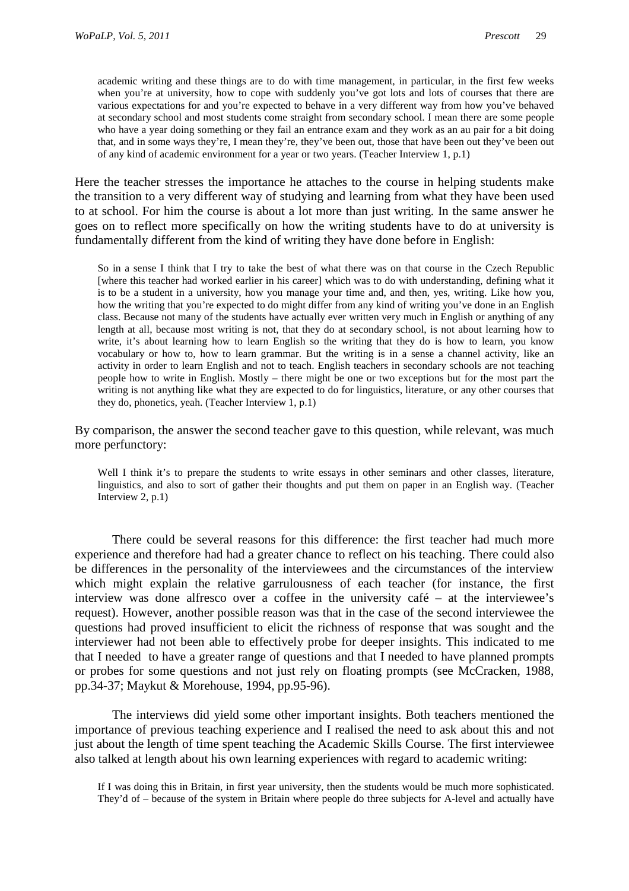> academic writing and these things are to do with time management, in particular, in the first few weeks when you're at university, how to cope with suddenly you've got lots and lots of courses that there are various expectations for and you're expected to behave in a very different way from how you've behaved at secondary school and most students come straight from secondary school. I mean there are some people who have a year doing something or they fail an entrance exam and they work as an au pair for a bit doing that, and in some ways they're, I mean they're, they've been out, those that have been out they've been out of any kind of academic environment for a year or two years. (Teacher Interview 1, p.1)

Here the teacher stresses the importance he attaches to the course in helping students make the transition to a very different way of studying and learning from what they have been used to at school. For him the course is about a lot more than just writing. In the same answer he goes on to reflect more specifically on how the writing students have to do at university is fundamentally different from the kind of writing they have done before in English:

> So in a sense I think that I try to take the best of what there was on that course in the Czech Republic [where this teacher had worked earlier in his career] which was to do with understanding, defining what it is to be a student in a university, how you manage your time and, and then, yes, writing. Like how you, how the writing that you're expected to do might differ from any kind of writing you've done in an English class. Because not many of the students have actually ever written very much in English or anything of any length at all, because most writing is not, that they do at secondary school, is not about learning how to write, it's about learning how to learn English so the writing that they do is how to learn, you know vocabulary or how to, how to learn grammar. But the writing is in a sense a channel activity, like an activity in order to learn English and not to teach. English teachers in secondary schools are not teaching people how to write in English. Mostly – there might be one or two exceptions but for the most part the writing is not anything like what they are expected to do for linguistics, literature, or any other courses that they do, phonetics, yeah. (Teacher Interview 1, p.1)

By comparison, the answer the second teacher gave to this question, while relevant, was much more perfunctory:

> Well I think it's to prepare the students to write essays in other seminars and other classes, literature, linguistics, and also to sort of gather their thoughts and put them on paper in an English way. (Teacher Interview 2, p.1)

There could be several reasons for this difference: the first teacher had much more experience and therefore had had a greater chance to reflect on his teaching. There could also be differences in the personality of the interviewees and the circumstances of the interview which might explain the relative garrulousness of each teacher (for instance, the first interview was done alfresco over a coffee in the university café – at the interviewee's request). However, another possible reason was that in the case of the second interviewee the questions had proved insufficient to elicit the richness of response that was sought and the interviewer had not been able to effectively probe for deeper insights. This indicated to me that I needed to have a greater range of questions and that I needed to have planned prompts or probes for some questions and not just rely on floating prompts (see McCracken, 1988, pp.34-37; Maykut & Morehouse, 1994, pp.95-96).

The interviews did yield some other important insights. Both teachers mentioned the importance of previous teaching experience and I realised the need to ask about this and not just about the length of time spent teaching the Academic Skills Course. The first interviewee also talked at length about his own learning experiences with regard to academic writing:

> If I was doing this in Britain, in first year university, then the students would be much more sophisticated. They'd of – because of the system in Britain where people do three subjects for A-level and actually have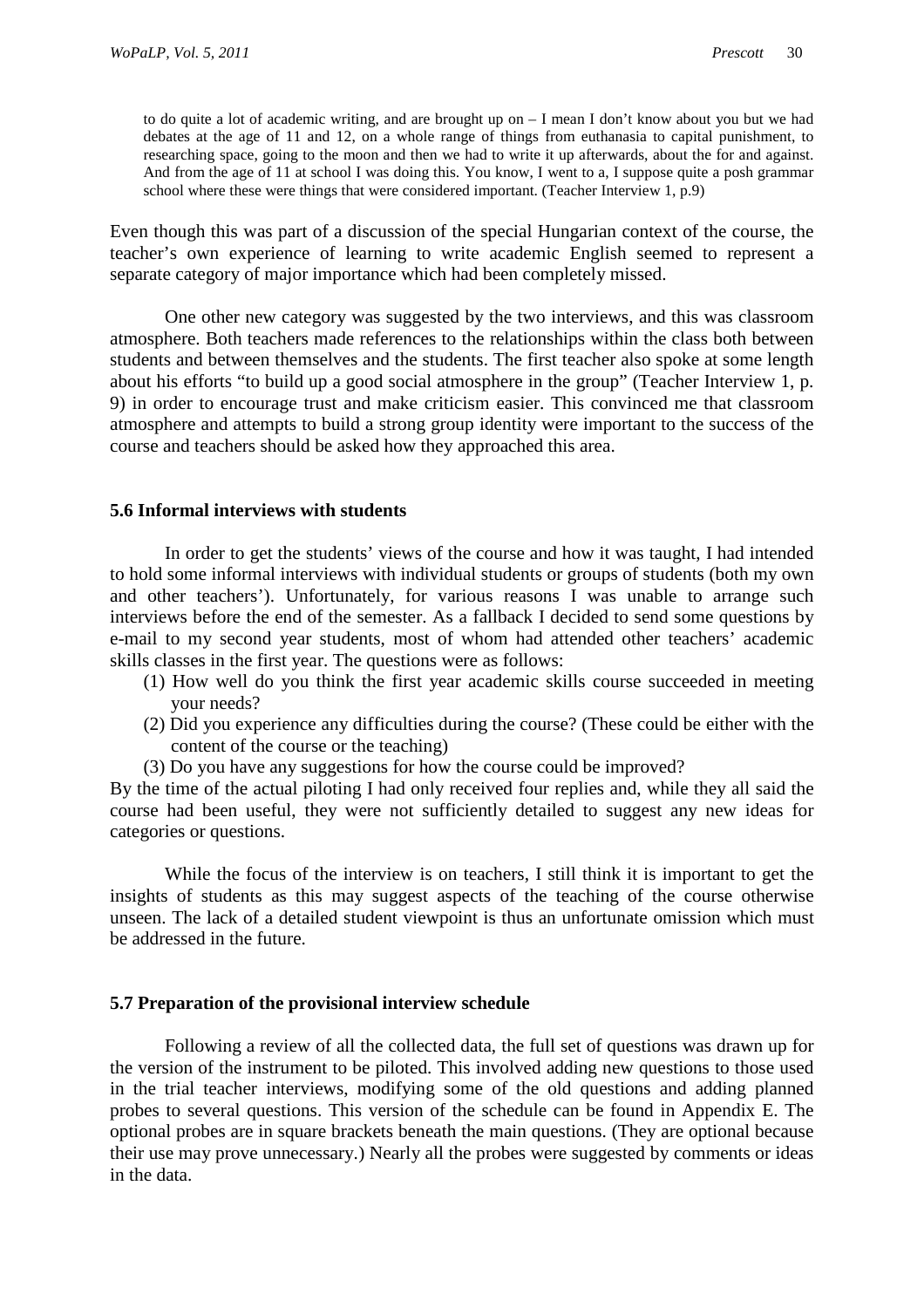> to do quite a lot of academic writing, and are brought up on – I mean I don't know about you but we had debates at the age of 11 and 12, on a whole range of things from euthanasia to capital punishment, to researching space, going to the moon and then we had to write it up afterwards, about the for and against. And from the age of 11 at school I was doing this. You know, I went to a, I suppose quite a posh grammar school where these were things that were considered important. (Teacher Interview 1, p.9)

Even though this was part of a discussion of the special Hungarian context of the course, the teacher's own experience of learning to write academic English seemed to represent a separate category of major importance which had been completely missed.

One other new category was suggested by the two interviews, and this was classroom atmosphere. Both teachers made references to the relationships within the class both between students and between themselves and the students. The first teacher also spoke at some length about his efforts "to build up a good social atmosphere in the group" (Teacher Interview 1, p. 9) in order to encourage trust and make criticism easier. This convinced me that classroom atmosphere and attempts to build a strong group identity were important to the success of the course and teachers should be asked how they approached this area.

### 5.6 Informal interviews with students

In order to get the students' views of the course and how it was taught, I had intended to hold some informal interviews with individual students or groups of students (both my own and other teachers'). Unfortunately, for various reasons I was unable to arrange such interviews before the end of the semester. As a fallback I decided to send some questions by e-mail to my second year students, most of whom had attended other teachers' academic skills classes in the first year. The questions were as follows:

(1) How well do you think the first year academic skills course succeeded in meeting your needs?
(2) Did you experience any difficulties during the course? (These could be either with the content of the course or the teaching)
(3) Do you have any suggestions for how the course could be improved?

By the time of the actual piloting I had only received four replies and, while they all said the course had been useful, they were not sufficiently detailed to suggest any new ideas for categories or questions.

While the focus of the interview is on teachers, I still think it is important to get the insights of students as this may suggest aspects of the teaching of the course otherwise unseen. The lack of a detailed student viewpoint is thus an unfortunate omission which must be addressed in the future.

### 5.7 Preparation of the provisional interview schedule

Following a review of all the collected data, the full set of questions was drawn up for the version of the instrument to be piloted. This involved adding new questions to those used in the trial teacher interviews, modifying some of the old questions and adding planned probes to several questions. This version of the schedule can be found in Appendix E. The optional probes are in square brackets beneath the main questions. (They are optional because their use may prove unnecessary.) Nearly all the probes were suggested by comments or ideas in the data.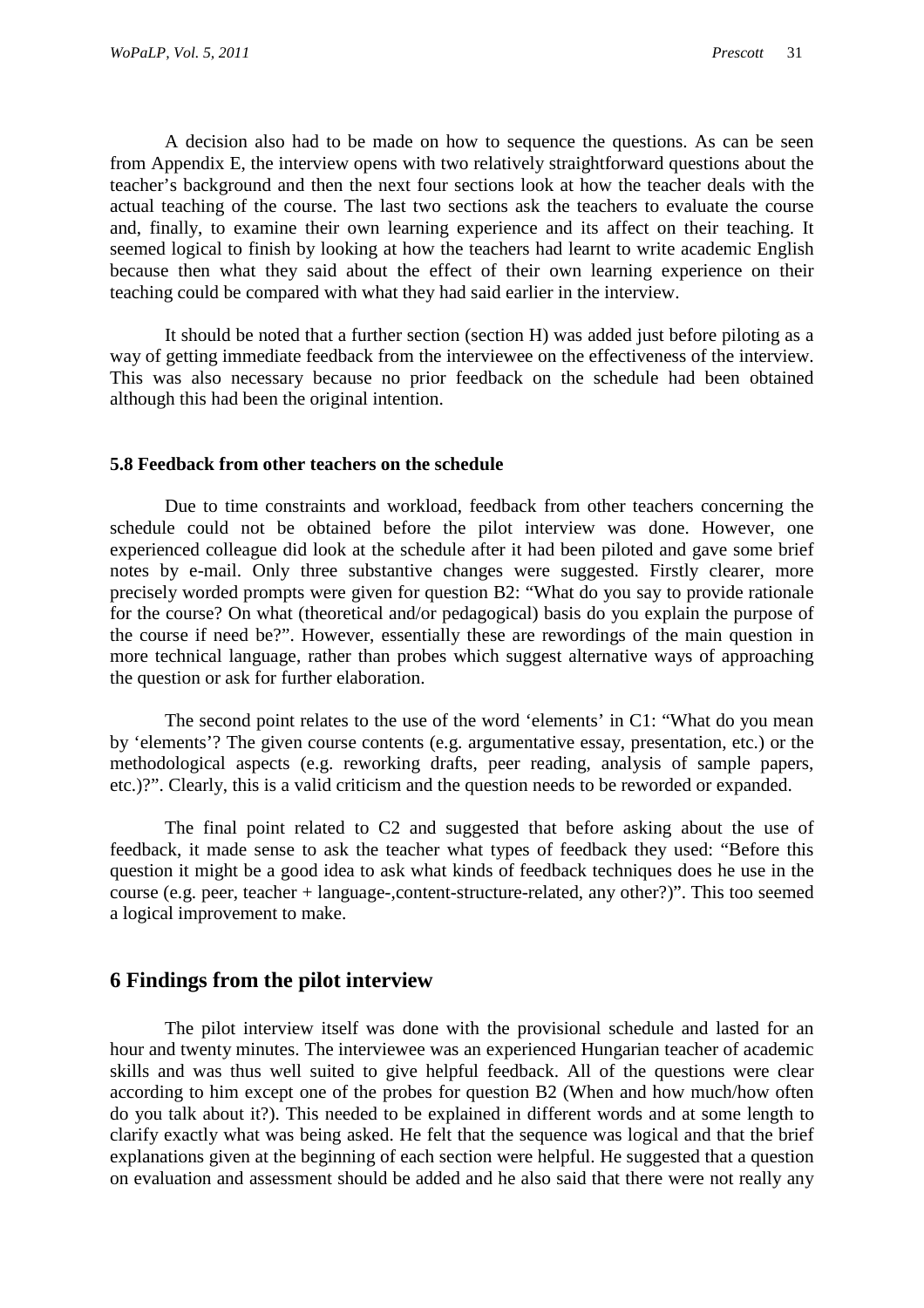A decision also had to be made on how to sequence the questions. As can be seen from Appendix E, the interview opens with two relatively straightforward questions about the teacher's background and then the next four sections look at how the teacher deals with the actual teaching of the course. The last two sections ask the teachers to evaluate the course and, finally, to examine their own learning experience and its affect on their teaching. It seemed logical to finish by looking at how the teachers had learnt to write academic English because then what they said about the effect of their own learning experience on their teaching could be compared with what they had said earlier in the interview.

It should be noted that a further section (section H) was added just before piloting as a way of getting immediate feedback from the interviewee on the effectiveness of the interview. This was also necessary because no prior feedback on the schedule had been obtained although this had been the original intention.

### 5.8 Feedback from other teachers on the schedule

Due to time constraints and workload, feedback from other teachers concerning the schedule could not be obtained before the pilot interview was done. However, one experienced colleague did look at the schedule after it had been piloted and gave some brief notes by e-mail. Only three substantive changes were suggested. Firstly clearer, more precisely worded prompts were given for question B2: "What do you say to provide rationale for the course? On what (theoretical and/or pedagogical) basis do you explain the purpose of the course if need be?". However, essentially these are rewordings of the main question in more technical language, rather than probes which suggest alternative ways of approaching the question or ask for further elaboration.

The second point relates to the use of the word 'elements' in C1: "What do you mean by 'elements'? The given course contents (e.g. argumentative essay, presentation, etc.) or the methodological aspects (e.g. reworking drafts, peer reading, analysis of sample papers, etc.)?". Clearly, this is a valid criticism and the question needs to be reworded or expanded.

The final point related to C2 and suggested that before asking about the use of feedback, it made sense to ask the teacher what types of feedback they used: "Before this question it might be a good idea to ask what kinds of feedback techniques does he use in the course (e.g. peer, teacher + language-,content-structure-related, any other?)". This too seemed a logical improvement to make.

## 6 Findings from the pilot interview

The pilot interview itself was done with the provisional schedule and lasted for an hour and twenty minutes. The interviewee was an experienced Hungarian teacher of academic skills and was thus well suited to give helpful feedback. All of the questions were clear according to him except one of the probes for question B2 (When and how much/how often do you talk about it?). This needed to be explained in different words and at some length to clarify exactly what was being asked. He felt that the sequence was logical and that the brief explanations given at the beginning of each section were helpful. He suggested that a question on evaluation and assessment should be added and he also said that there were not really any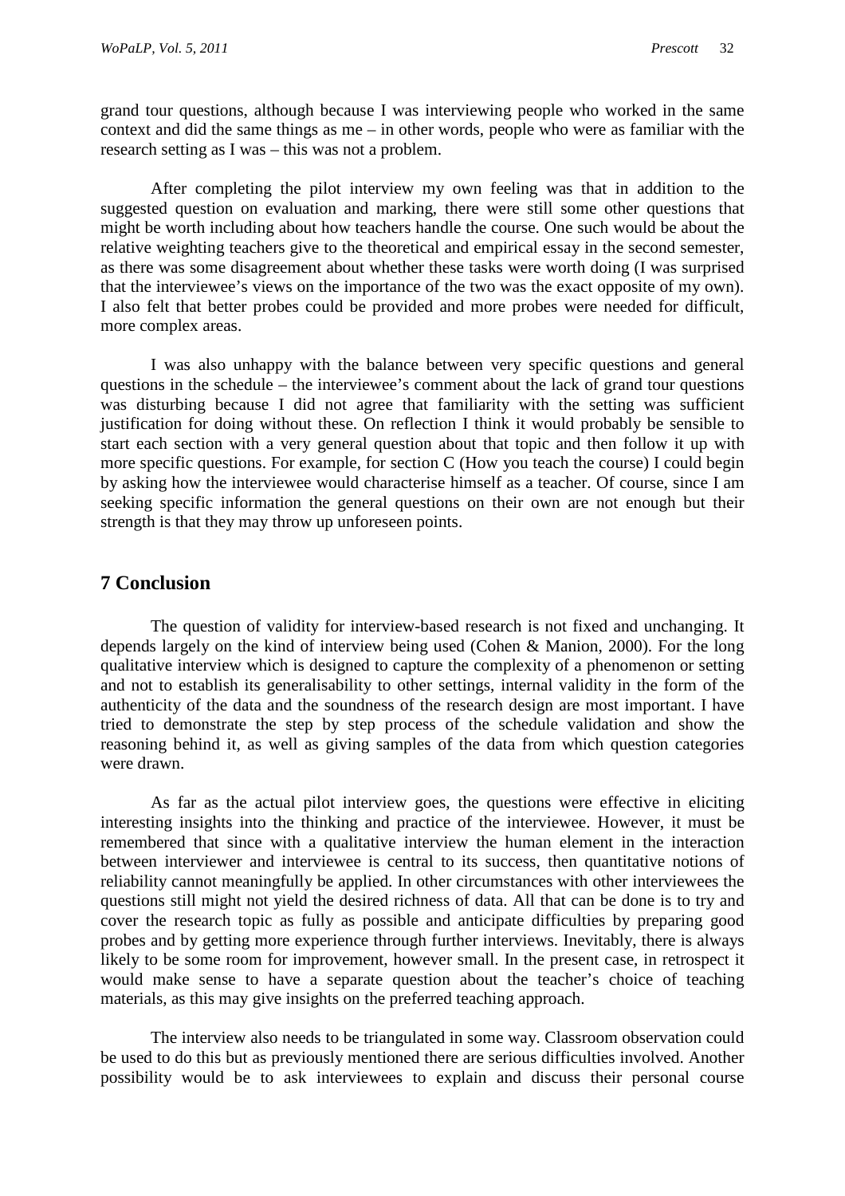grand tour questions, although because I was interviewing people who worked in the same context and did the same things as me – in other words, people who were as familiar with the research setting as I was – this was not a problem.

After completing the pilot interview my own feeling was that in addition to the suggested question on evaluation and marking, there were still some other questions that might be worth including about how teachers handle the course. One such would be about the relative weighting teachers give to the theoretical and empirical essay in the second semester, as there was some disagreement about whether these tasks were worth doing (I was surprised that the interviewee's views on the importance of the two was the exact opposite of my own). I also felt that better probes could be provided and more probes were needed for difficult, more complex areas.

I was also unhappy with the balance between very specific questions and general questions in the schedule – the interviewee's comment about the lack of grand tour questions was disturbing because I did not agree that familiarity with the setting was sufficient justification for doing without these. On reflection I think it would probably be sensible to start each section with a very general question about that topic and then follow it up with more specific questions. For example, for section C (How you teach the course) I could begin by asking how the interviewee would characterise himself as a teacher. Of course, since I am seeking specific information the general questions on their own are not enough but their strength is that they may throw up unforeseen points.

## 7 Conclusion

The question of validity for interview-based research is not fixed and unchanging. It depends largely on the kind of interview being used (Cohen & Manion, 2000). For the long qualitative interview which is designed to capture the complexity of a phenomenon or setting and not to establish its generalisability to other settings, internal validity in the form of the authenticity of the data and the soundness of the research design are most important. I have tried to demonstrate the step by step process of the schedule validation and show the reasoning behind it, as well as giving samples of the data from which question categories were drawn.

As far as the actual pilot interview goes, the questions were effective in eliciting interesting insights into the thinking and practice of the interviewee. However, it must be remembered that since with a qualitative interview the human element in the interaction between interviewer and interviewee is central to its success, then quantitative notions of reliability cannot meaningfully be applied. In other circumstances with other interviewees the questions still might not yield the desired richness of data. All that can be done is to try and cover the research topic as fully as possible and anticipate difficulties by preparing good probes and by getting more experience through further interviews. Inevitably, there is always likely to be some room for improvement, however small. In the present case, in retrospect it would make sense to have a separate question about the teacher's choice of teaching materials, as this may give insights on the preferred teaching approach.

The interview also needs to be triangulated in some way. Classroom observation could be used to do this but as previously mentioned there are serious difficulties involved. Another possibility would be to ask interviewees to explain and discuss their personal course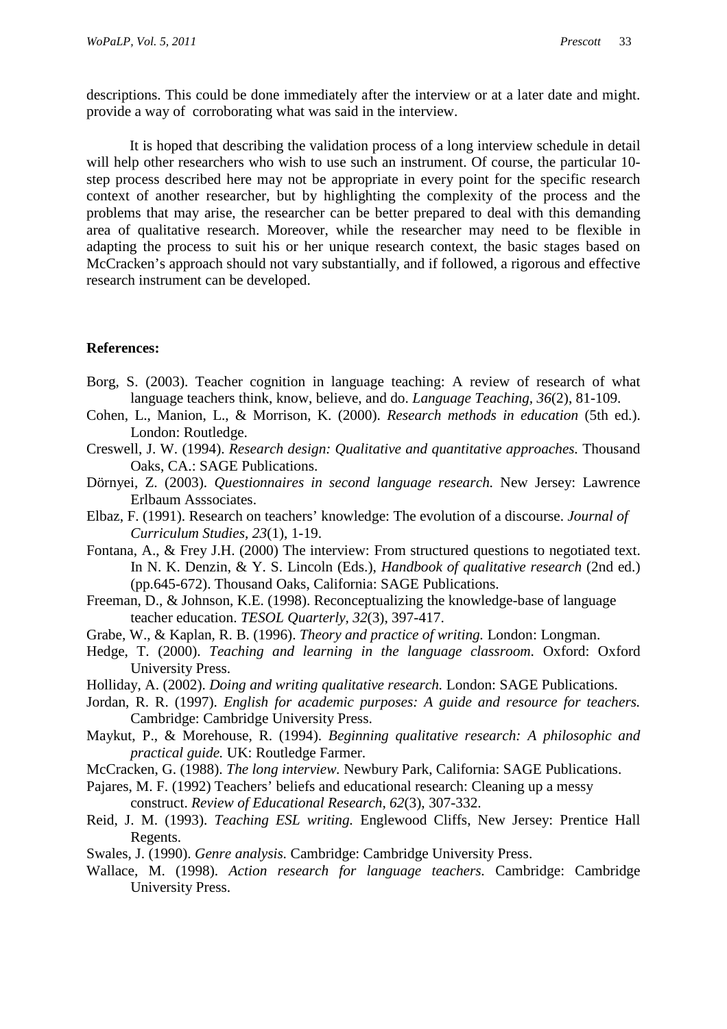descriptions. This could be done immediately after the interview or at a later date and might. provide a way of corroborating what was said in the interview.

It is hoped that describing the validation process of a long interview schedule in detail will help other researchers who wish to use such an instrument. Of course, the particular 10-step process described here may not be appropriate in every point for the specific research context of another researcher, but by highlighting the complexity of the process and the problems that may arise, the researcher can be better prepared to deal with this demanding area of qualitative research. Moreover, while the researcher may need to be flexible in adapting the process to suit his or her unique research context, the basic stages based on McCracken's approach should not vary substantially, and if followed, a rigorous and effective research instrument can be developed.

**References:**

Borg, S. (2003). Teacher cognition in language teaching: A review of research of what language teachers think, know, believe, and do. *Language Teaching*, *36*(2), 81-109.

Cohen, L., Manion, L., & Morrison, K. (2000). *Research methods in education* (5th ed.). London: Routledge.

Creswell, J. W. (1994). *Research design: Qualitative and quantitative approaches.* Thousand Oaks, CA.: SAGE Publications.

Dörnyei, Z. (2003). *Questionnaires in second language research.* New Jersey: Lawrence Erlbaum Asssociates.

Elbaz, F. (1991). Research on teachers' knowledge: The evolution of a discourse. *Journal of Curriculum Studies, 23*(1), 1-19.

Fontana, A., & Frey J.H. (2000) The interview: From structured questions to negotiated text. In N. K. Denzin, & Y. S. Lincoln (Eds.), *Handbook of qualitative research* (2nd ed.) (pp.645-672). Thousand Oaks, California: SAGE Publications.

Freeman, D., & Johnson, K.E. (1998). Reconceptualizing the knowledge-base of language teacher education. *TESOL Quarterly*, *32*(3), 397-417.

Grabe, W., & Kaplan, R. B. (1996). *Theory and practice of writing.* London: Longman.

Hedge, T. (2000). *Teaching and learning in the language classroom.* Oxford: Oxford University Press.

Holliday, A. (2002). *Doing and writing qualitative research.* London: SAGE Publications.

Jordan, R. R. (1997). *English for academic purposes: A guide and resource for teachers.* Cambridge: Cambridge University Press.

Maykut, P., & Morehouse, R. (1994). *Beginning qualitative research: A philosophic and practical guide.* UK: Routledge Farmer.

McCracken, G. (1988). *The long interview.* Newbury Park, California: SAGE Publications.

Pajares, M. F. (1992) Teachers' beliefs and educational research: Cleaning up a messy construct. *Review of Educational Research*, *62*(3), 307-332.

Reid, J. M. (1993). *Teaching ESL writing.* Englewood Cliffs, New Jersey: Prentice Hall Regents.

Swales, J. (1990). *Genre analysis.* Cambridge: Cambridge University Press.

Wallace, M. (1998). *Action research for language teachers.* Cambridge: Cambridge University Press.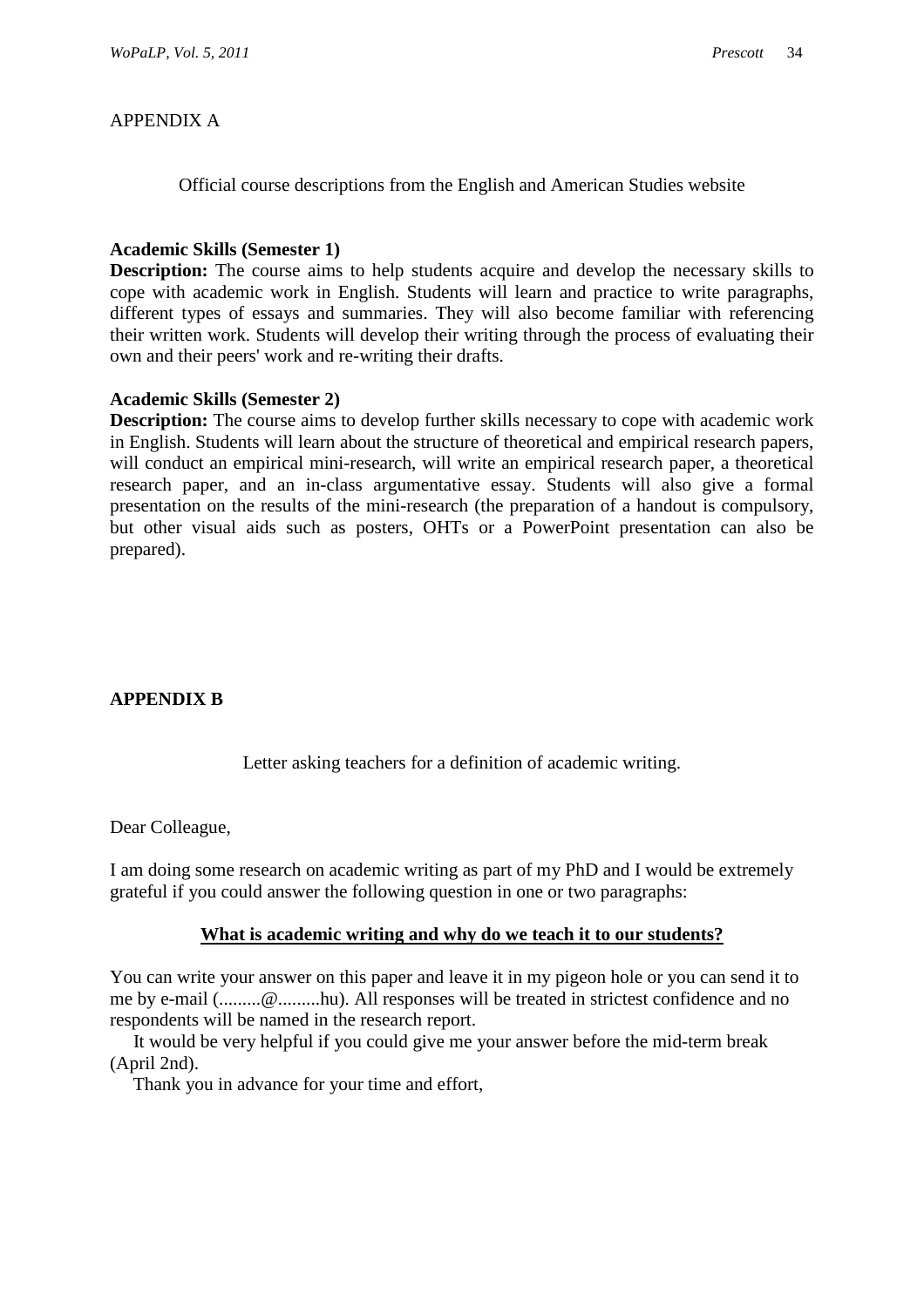## APPENDIX A

Official course descriptions from the English and American Studies website

**Academic Skills (Semester 1)**
**Description:** The course aims to help students acquire and develop the necessary skills to cope with academic work in English. Students will learn and practice to write paragraphs, different types of essays and summaries. They will also become familiar with referencing their written work. Students will develop their writing through the process of evaluating their own and their peers' work and re-writing their drafts.

**Academic Skills (Semester 2)**
**Description:** The course aims to develop further skills necessary to cope with academic work in English. Students will learn about the structure of theoretical and empirical research papers, will conduct an empirical mini-research, will write an empirical research paper, a theoretical research paper, and an in-class argumentative essay. Students will also give a formal presentation on the results of the mini-research (the preparation of a handout is compulsory, but other visual aids such as posters, OHTs or a PowerPoint presentation can also be prepared).

## APPENDIX B

Letter asking teachers for a definition of academic writing.

Dear Colleague,

I am doing some research on academic writing as part of my PhD and I would be extremely grateful if you could answer the following question in one or two paragraphs:

**<u>What is academic writing and why do we teach it to our students?</u>**

You can write your answer on this paper and leave it in my pigeon hole or you can send it to me by e-mail (.........@.........hu). All responses will be treated in strictest confidence and no respondents will be named in the research report.

It would be very helpful if you could give me your answer before the mid-term break (April 2nd).

Thank you in advance for your time and effort,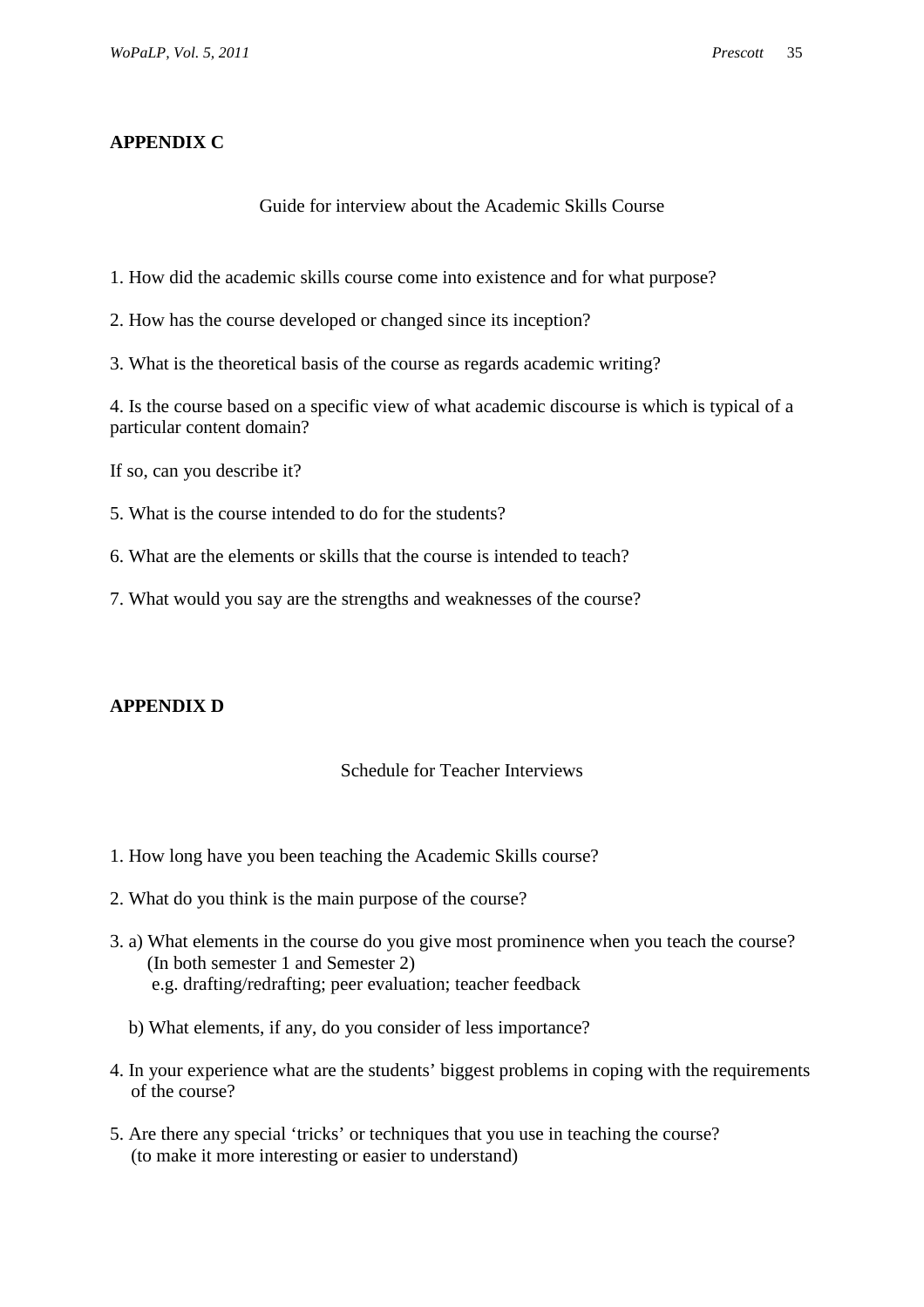## APPENDIX C

Guide for interview about the Academic Skills Course

1. How did the academic skills course come into existence and for what purpose?

2. How has the course developed or changed since its inception?

3. What is the theoretical basis of the course as regards academic writing?

4. Is the course based on a specific view of what academic discourse is which is typical of a particular content domain?

If so, can you describe it?

5. What is the course intended to do for the students?

6. What are the elements or skills that the course is intended to teach?

7. What would you say are the strengths and weaknesses of the course?

## APPENDIX D

Schedule for Teacher Interviews

1. How long have you been teaching the Academic Skills course?

2. What do you think is the main purpose of the course?

3. a) What elements in the course do you give most prominence when you teach the course? (In both semester 1 and Semester 2)
   e.g. drafting/redrafting; peer evaluation; teacher feedback

   b) What elements, if any, do you consider of less importance?

4. In your experience what are the students' biggest problems in coping with the requirements of the course?

5. Are there any special 'tricks' or techniques that you use in teaching the course? (to make it more interesting or easier to understand)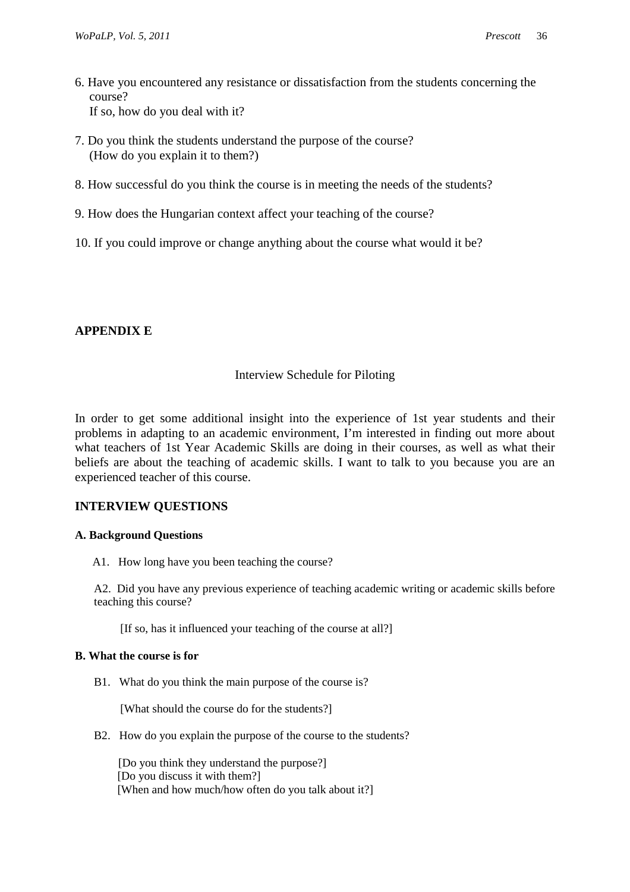6. Have you encountered any resistance or dissatisfaction from the students concerning the course?
   If so, how do you deal with it?

7. Do you think the students understand the purpose of the course?
   (How do you explain it to them?)

8. How successful do you think the course is in meeting the needs of the students?

9. How does the Hungarian context affect your teaching of the course?

10. If you could improve or change anything about the course what would it be?

## APPENDIX E

Interview Schedule for Piloting

In order to get some additional insight into the experience of 1st year students and their problems in adapting to an academic environment, I'm interested in finding out more about what teachers of 1st Year Academic Skills are doing in their courses, as well as what their beliefs are about the teaching of academic skills. I want to talk to you because you are an experienced teacher of this course.

### INTERVIEW QUESTIONS

#### A. Background Questions

A1. How long have you been teaching the course?

A2. Did you have any previous experience of teaching academic writing or academic skills before teaching this course?

[If so, has it influenced your teaching of the course at all?]

#### B. What the course is for

B1. What do you think the main purpose of the course is?

[What should the course do for the students?]

B2. How do you explain the purpose of the course to the students?

[Do you think they understand the purpose?]
[Do you discuss it with them?]
[When and how much/how often do you talk about it?]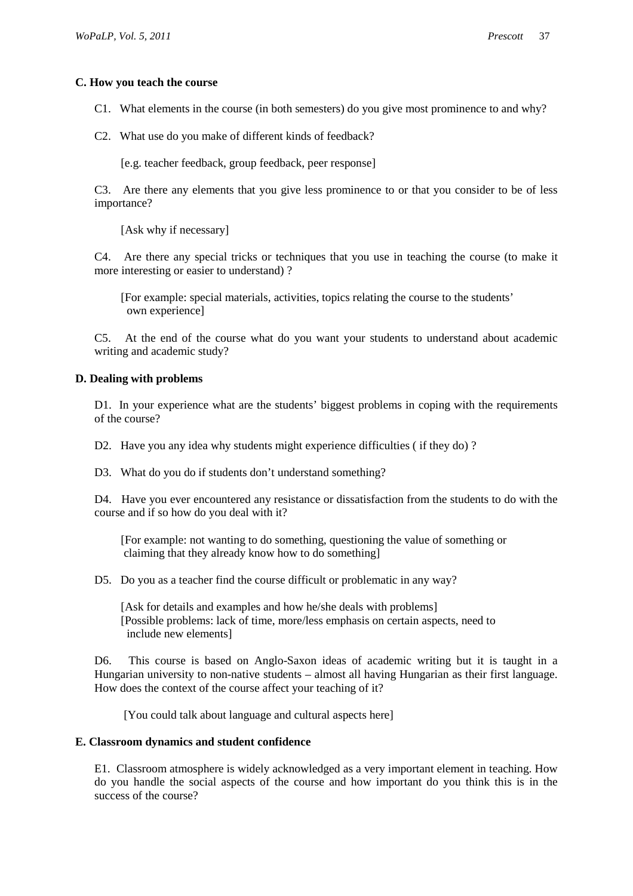**C. How you teach the course**

C1. What elements in the course (in both semesters) do you give most prominence to and why?

C2. What use do you make of different kinds of feedback?

[e.g. teacher feedback, group feedback, peer response]

C3. Are there any elements that you give less prominence to or that you consider to be of less importance?

[Ask why if necessary]

C4. Are there any special tricks or techniques that you use in teaching the course (to make it more interesting or easier to understand) ?

[For example: special materials, activities, topics relating the course to the students' own experience]

C5. At the end of the course what do you want your students to understand about academic writing and academic study?

**D. Dealing with problems**

D1. In your experience what are the students' biggest problems in coping with the requirements of the course?

D2. Have you any idea why students might experience difficulties ( if they do) ?

D3. What do you do if students don't understand something?

D4. Have you ever encountered any resistance or dissatisfaction from the students to do with the course and if so how do you deal with it?

[For example: not wanting to do something, questioning the value of something or claiming that they already know how to do something]

D5. Do you as a teacher find the course difficult or problematic in any way?

[Ask for details and examples and how he/she deals with problems]
[Possible problems: lack of time, more/less emphasis on certain aspects, need to include new elements]

D6. This course is based on Anglo-Saxon ideas of academic writing but it is taught in a Hungarian university to non-native students – almost all having Hungarian as their first language. How does the context of the course affect your teaching of it?

[You could talk about language and cultural aspects here]

**E. Classroom dynamics and student confidence**

E1. Classroom atmosphere is widely acknowledged as a very important element in teaching. How do you handle the social aspects of the course and how important do you think this is in the success of the course?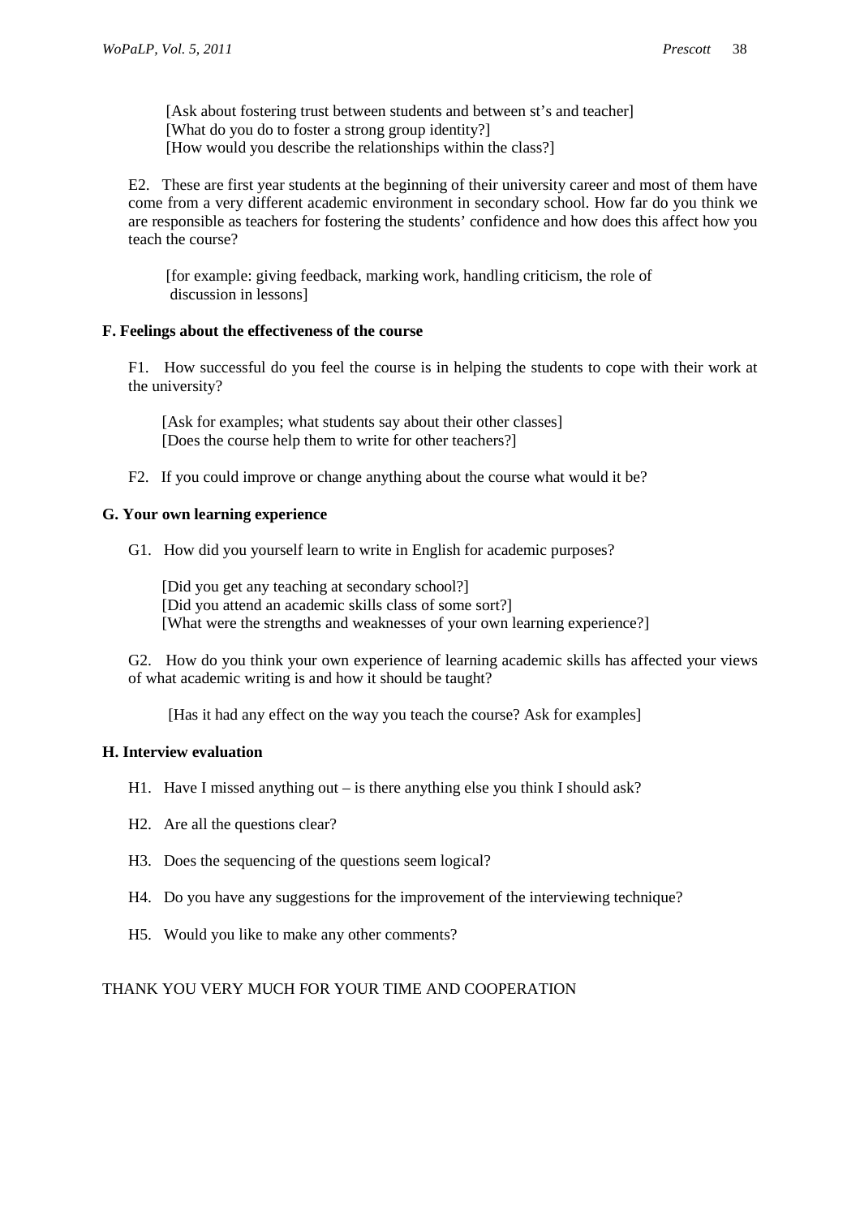[Ask about fostering trust between students and between st's and teacher]
[What do you do to foster a strong group identity?]
[How would you describe the relationships within the class?]

E2. These are first year students at the beginning of their university career and most of them have come from a very different academic environment in secondary school. How far do you think we are responsible as teachers for fostering the students' confidence and how does this affect how you teach the course?

[for example: giving feedback, marking work, handling criticism, the role of discussion in lessons]

**F. Feelings about the effectiveness of the course**

F1. How successful do you feel the course is in helping the students to cope with their work at the university?

[Ask for examples; what students say about their other classes]
[Does the course help them to write for other teachers?]

F2. If you could improve or change anything about the course what would it be?

**G. Your own learning experience**

G1. How did you yourself learn to write in English for academic purposes?

[Did you get any teaching at secondary school?]
[Did you attend an academic skills class of some sort?]
[What were the strengths and weaknesses of your own learning experience?]

G2. How do you think your own experience of learning academic skills has affected your views of what academic writing is and how it should be taught?

[Has it had any effect on the way you teach the course? Ask for examples]

**H. Interview evaluation**

H1. Have I missed anything out – is there anything else you think I should ask?

H2. Are all the questions clear?

H3. Does the sequencing of the questions seem logical?

H4. Do you have any suggestions for the improvement of the interviewing technique?

H5. Would you like to make any other comments?

THANK YOU VERY MUCH FOR YOUR TIME AND COOPERATION